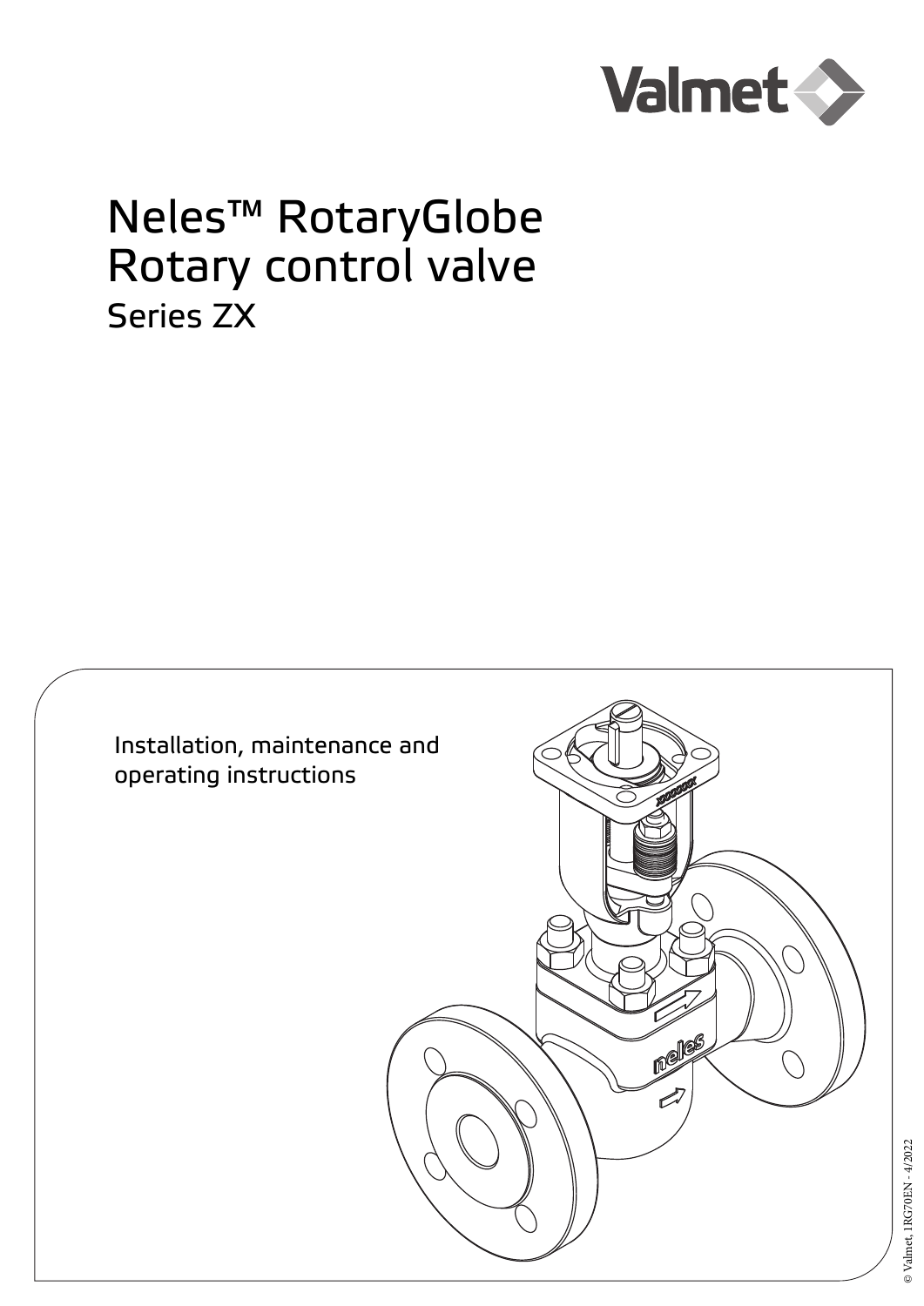Valmet

# Neles™ RotaryGlobe Rotary control valve

## Series ZX

Installation, maintenance and operating instructions

© Valmet, 1RG70EN - 4/2022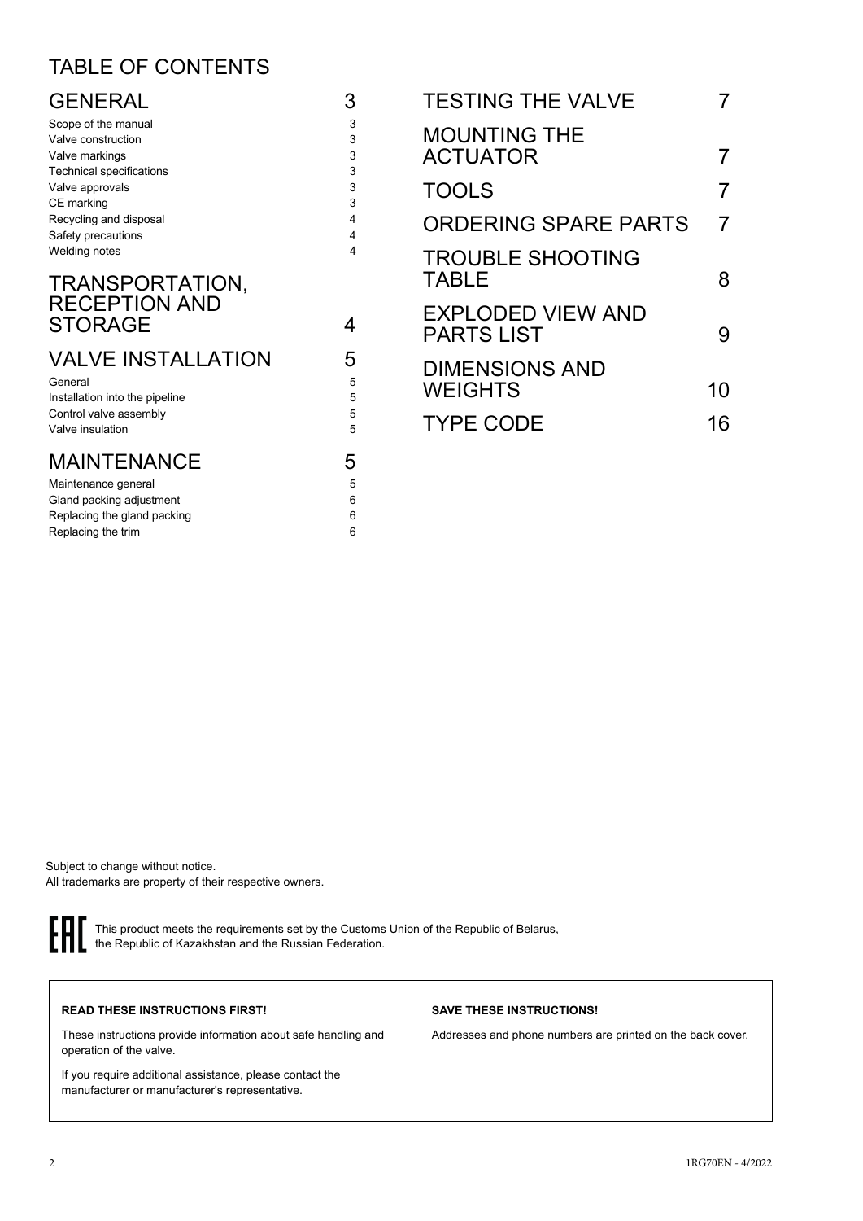# TABLE OF CONTENTS

| | |
|---|---|
| **GENERAL** | **3** |
| Scope of the manual | 3 |
| Valve construction | 3 |
| Valve markings | 3 |
| Technical specifications | 3 |
| Valve approvals | 3 |
| CE marking | 3 |
| Recycling and disposal | 4 |
| Safety precautions | 4 |
| Welding notes | 4 |
| **TRANSPORTATION, RECEPTION AND STORAGE** | **4** |
| **VALVE INSTALLATION** | **5** |
| General | 5 |
| Installation into the pipeline | 5 |
| Control valve assembly | 5 |
| Valve insulation | 5 |
| **MAINTENANCE** | **5** |
| Maintenance general | 5 |
| Gland packing adjustment | 6 |
| Replacing the gland packing | 6 |
| Replacing the trim | 6 |
| **TESTING THE VALVE** | **7** |
| **MOUNTING THE ACTUATOR** | **7** |
| **TOOLS** | **7** |
| **ORDERING SPARE PARTS** | **7** |
| **TROUBLE SHOOTING TABLE** | **8** |
| **EXPLODED VIEW AND PARTS LIST** | **9** |
| **DIMENSIONS AND WEIGHTS** | **10** |
| **TYPE CODE** | **16** |

Subject to change without notice.
All trademarks are property of their respective owners.

EAC This product meets the requirements set by the Customs Union of the Republic of Belarus, the Republic of Kazakhstan and the Russian Federation.

**READ THESE INSTRUCTIONS FIRST!**

These instructions provide information about safe handling and operation of the valve.

If you require additional assistance, please contact the manufacturer or manufacturer's representative.

**SAVE THESE INSTRUCTIONS!**

Addresses and phone numbers are printed on the back cover.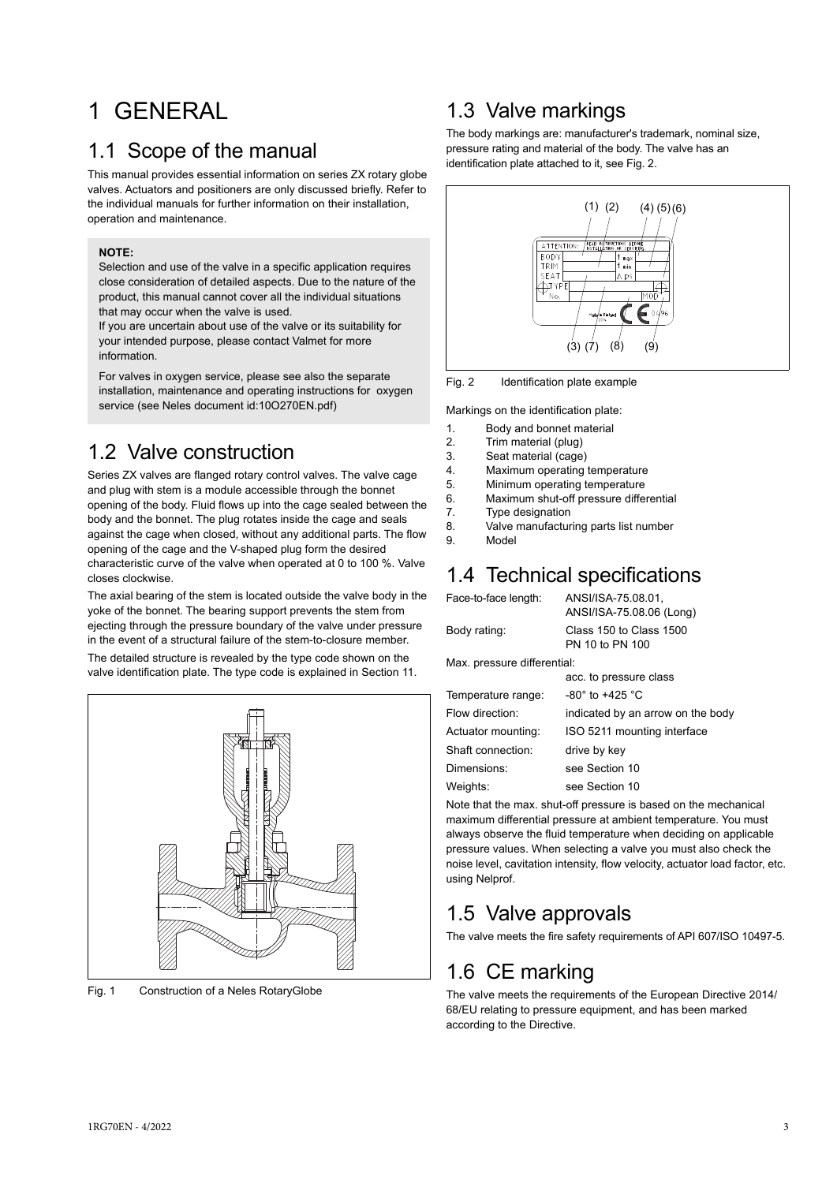# 1 GENERAL

## 1.1 Scope of the manual

This manual provides essential information on series ZX rotary globe valves. Actuators and positioners are only discussed briefly. Refer to the individual manuals for further information on their installation, operation and maintenance.

**NOTE:**

Selection and use of the valve in a specific application requires close consideration of detailed aspects. Due to the nature of the product, this manual cannot cover all the individual situations that may occur when the valve is used.

If you are uncertain about use of the valve or its suitability for your intended purpose, please contact Valmet for more information.

For valves in oxygen service, please see also the separate installation, maintenance and operating instructions for oxygen service (see Neles document id:10O270EN.pdf)

## 1.2 Valve construction

Series ZX valves are flanged rotary control valves. The valve cage and plug with stem is a module accessible through the bonnet opening of the body. Fluid flows up into the cage sealed between the body and the bonnet. The plug rotates inside the cage and seals against the cage when closed, without any additional parts. The flow opening of the cage and the V-shaped plug form the desired characteristic curve of the valve when operated at 0 to 100 %. Valve closes clockwise.

The axial bearing of the stem is located outside the valve body in the yoke of the bonnet. The bearing support prevents the stem from ejecting through the pressure boundary of the valve under pressure in the event of a structural failure of the stem-to-closure member.

The detailed structure is revealed by the type code shown on the valve identification plate. The type code is explained in Section 11.

Fig. 1 Construction of a Neles RotaryGlobe

## 1.3 Valve markings

The body markings are: manufacturer's trademark, nominal size, pressure rating and material of the body. The valve has an identification plate attached to it, see Fig. 2.

Fig. 2 Identification plate example

Markings on the identification plate:

1. Body and bonnet material
2. Trim material (plug)
3. Seat material (cage)
4. Maximum operating temperature
5. Minimum operating temperature
6. Maximum shut-off pressure differential
7. Type designation
8. Valve manufacturing parts list number
9. Model

## 1.4 Technical specifications

| | |
|---|---|
| Face-to-face length: | ANSI/ISA-75.08.01, ANSI/ISA-75.08.06 (Long) |
| Body rating: | Class 150 to Class 1500<br>PN 10 to PN 100 |
| Max. pressure differential: | acc. to pressure class |
| Temperature range: | -80° to +425 °C |
| Flow direction: | indicated by an arrow on the body |
| Actuator mounting: | ISO 5211 mounting interface |
| Shaft connection: | drive by key |
| Dimensions: | see Section 10 |
| Weights: | see Section 10 |

Note that the max. shut-off pressure is based on the mechanical maximum differential pressure at ambient temperature. You must always observe the fluid temperature when deciding on applicable pressure values. When selecting a valve you must also check the noise level, cavitation intensity, flow velocity, actuator load factor, etc. using Nelprof.

## 1.5 Valve approvals

The valve meets the fire safety requirements of API 607/ISO 10497-5.

## 1.6 CE marking

The valve meets the requirements of the European Directive 2014/68/EU relating to pressure equipment, and has been marked according to the Directive.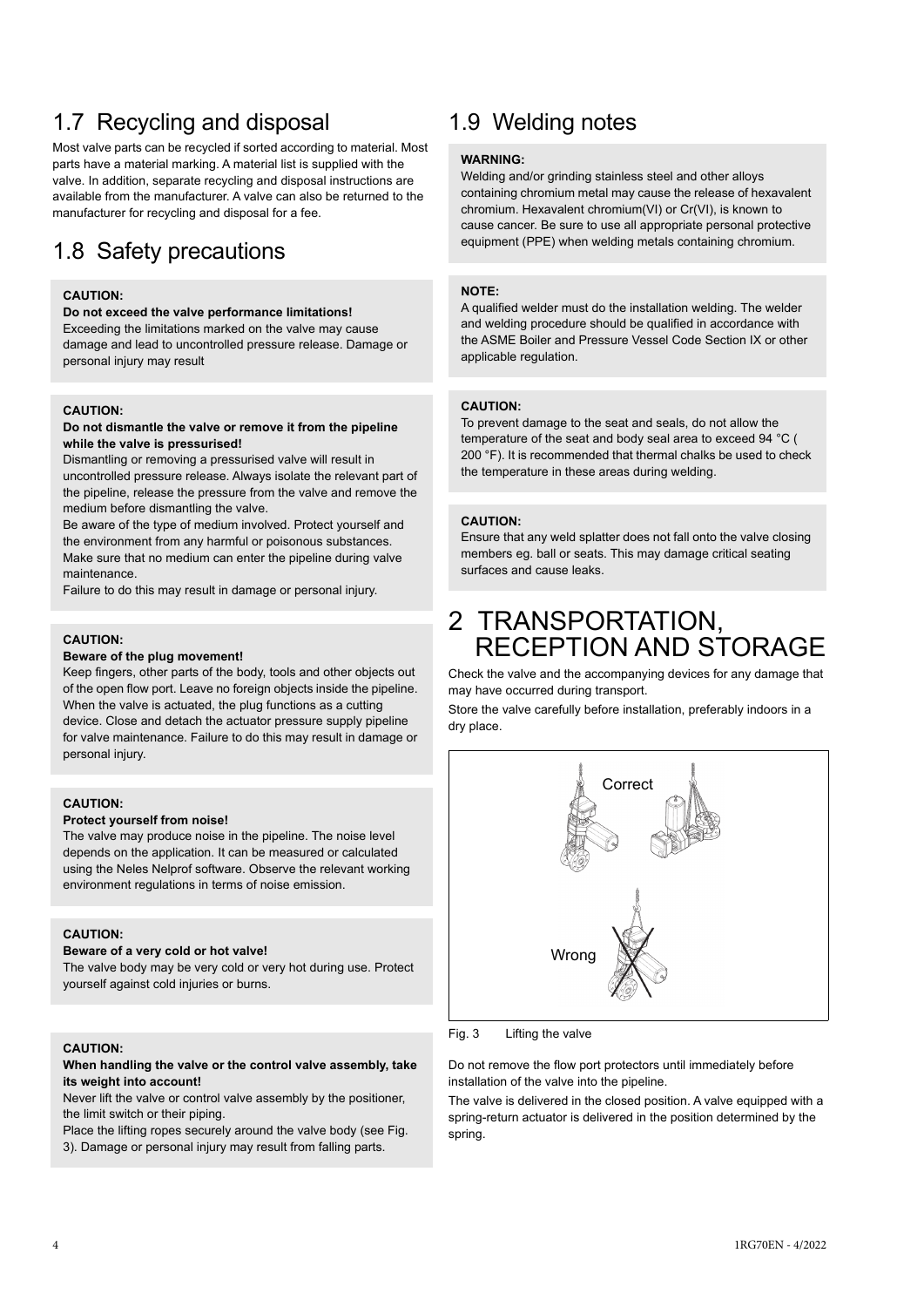## 1.7 Recycling and disposal

Most valve parts can be recycled if sorted according to material. Most parts have a material marking. A material list is supplied with the valve. In addition, separate recycling and disposal instructions are available from the manufacturer. A valve can also be returned to the manufacturer for recycling and disposal for a fee.

## 1.8 Safety precautions

**CAUTION:**

**Do not exceed the valve performance limitations!**

Exceeding the limitations marked on the valve may cause damage and lead to uncontrolled pressure release. Damage or personal injury may result

**CAUTION:**

**Do not dismantle the valve or remove it from the pipeline while the valve is pressurised!**

Dismantling or removing a pressurised valve will result in uncontrolled pressure release. Always isolate the relevant part of the pipeline, release the pressure from the valve and remove the medium before dismantling the valve.

Be aware of the type of medium involved. Protect yourself and the environment from any harmful or poisonous substances. Make sure that no medium can enter the pipeline during valve maintenance.

Failure to do this may result in damage or personal injury.

**CAUTION:**

**Beware of the plug movement!**

Keep fingers, other parts of the body, tools and other objects out of the open flow port. Leave no foreign objects inside the pipeline. When the valve is actuated, the plug functions as a cutting device. Close and detach the actuator pressure supply pipeline for valve maintenance. Failure to do this may result in damage or personal injury.

**CAUTION:**

**Protect yourself from noise!**

The valve may produce noise in the pipeline. The noise level depends on the application. It can be measured or calculated using the Neles Nelprof software. Observe the relevant working environment regulations in terms of noise emission.

**CAUTION:**

**Beware of a very cold or hot valve!**

The valve body may be very cold or very hot during use. Protect yourself against cold injuries or burns.

**CAUTION:**

**When handling the valve or the control valve assembly, take its weight into account!**

Never lift the valve or control valve assembly by the positioner, the limit switch or their piping.

Place the lifting ropes securely around the valve body (see Fig. 3). Damage or personal injury may result from falling parts.

## 1.9 Welding notes

**WARNING:**

Welding and/or grinding stainless steel and other alloys containing chromium metal may cause the release of hexavalent chromium. Hexavalent chromium(VI) or Cr(VI), is known to cause cancer. Be sure to use all appropriate personal protective equipment (PPE) when welding metals containing chromium.

**NOTE:**

A qualified welder must do the installation welding. The welder and welding procedure should be qualified in accordance with the ASME Boiler and Pressure Vessel Code Section IX or other applicable regulation.

**CAUTION:**

To prevent damage to the seat and seals, do not allow the temperature of the seat and body seal area to exceed 94 °C ( 200 °F). It is recommended that thermal chalks be used to check the temperature in these areas during welding.

**CAUTION:**

Ensure that any weld splatter does not fall onto the valve closing members eg. ball or seats. This may damage critical seating surfaces and cause leaks.

# 2 TRANSPORTATION, RECEPTION AND STORAGE

Check the valve and the accompanying devices for any damage that may have occurred during transport.

Store the valve carefully before installation, preferably indoors in a dry place.

Correct

Wrong

Fig. 3 Lifting the valve

Do not remove the flow port protectors until immediately before installation of the valve into the pipeline.

The valve is delivered in the closed position. A valve equipped with a spring-return actuator is delivered in the position determined by the spring.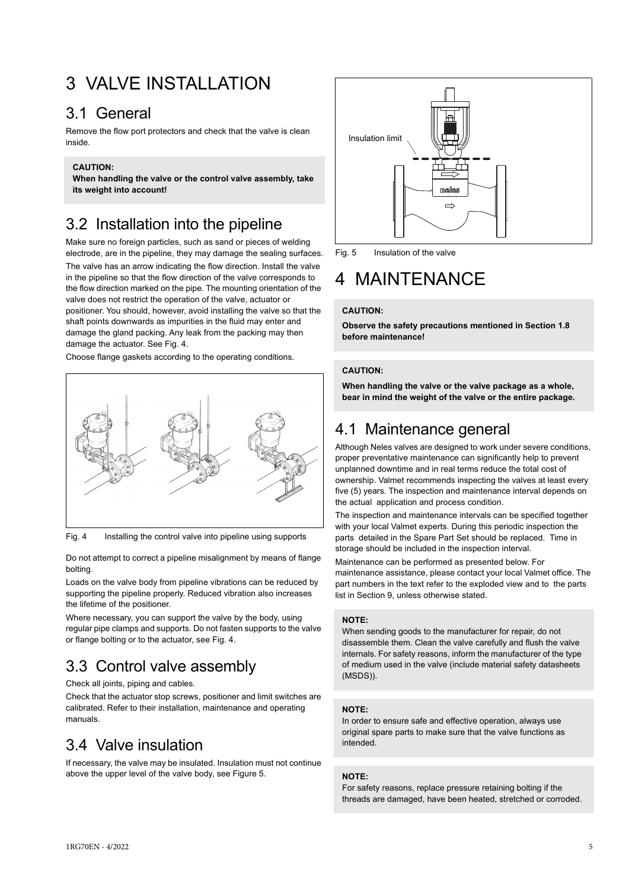# 3 VALVE INSTALLATION

## 3.1 General

Remove the flow port protectors and check that the valve is clean inside.

> **CAUTION:**
> **When handling the valve or the control valve assembly, take its weight into account!**

## 3.2 Installation into the pipeline

Make sure no foreign particles, such as sand or pieces of welding electrode, are in the pipeline, they may damage the sealing surfaces.

The valve has an arrow indicating the flow direction. Install the valve in the pipeline so that the flow direction of the valve corresponds to the flow direction marked on the pipe. The mounting orientation of the valve does not restrict the operation of the valve, actuator or positioner. You should, however, avoid installing the valve so that the shaft points downwards as impurities in the fluid may enter and damage the gland packing. Any leak from the packing may then damage the actuator. See Fig. 4.

Choose flange gaskets according to the operating conditions.

Fig. 4 Installing the control valve into pipeline using supports

Do not attempt to correct a pipeline misalignment by means of flange bolting.

Loads on the valve body from pipeline vibrations can be reduced by supporting the pipeline properly. Reduced vibration also increases the lifetime of the positioner.

Where necessary, you can support the valve by the body, using regular pipe clamps and supports. Do not fasten supports to the valve or flange bolting or to the actuator, see Fig. 4.

## 3.3 Control valve assembly

Check all joints, piping and cables.

Check that the actuator stop screws, positioner and limit switches are calibrated. Refer to their installation, maintenance and operating manuals.

## 3.4 Valve insulation

If necessary, the valve may be insulated. Insulation must not continue above the upper level of the valve body, see Figure 5.

Insulation limit

Fig. 5 Insulation of the valve

# 4 MAINTENANCE

> **CAUTION:**
> **Observe the safety precautions mentioned in Section 1.8 before maintenance!**

> **CAUTION:**
> **When handling the valve or the valve package as a whole, bear in mind the weight of the valve or the entire package.**

## 4.1 Maintenance general

Although Neles valves are designed to work under severe conditions, proper preventative maintenance can significantly help to prevent unplanned downtime and in real terms reduce the total cost of ownership. Valmet recommends inspecting the valves at least every five (5) years. The inspection and maintenance interval depends on the actual application and process condition.

The inspection and maintenance intervals can be specified together with your local Valmet experts. During this periodic inspection the parts detailed in the Spare Part Set should be replaced. Time in storage should be included in the inspection interval.

Maintenance can be performed as presented below. For maintenance assistance, please contact your local Valmet office. The part numbers in the text refer to the exploded view and to the parts list in Section 9, unless otherwise stated.

> **NOTE:**
> When sending goods to the manufacturer for repair, do not disassemble them. Clean the valve carefully and flush the valve internals. For safety reasons, inform the manufacturer of the type of medium used in the valve (include material safety datasheets (MSDS)).

> **NOTE:**
> In order to ensure safe and effective operation, always use original spare parts to make sure that the valve functions as intended.

> **NOTE:**
> For safety reasons, replace pressure retaining bolting if the threads are damaged, have been heated, stretched or corroded.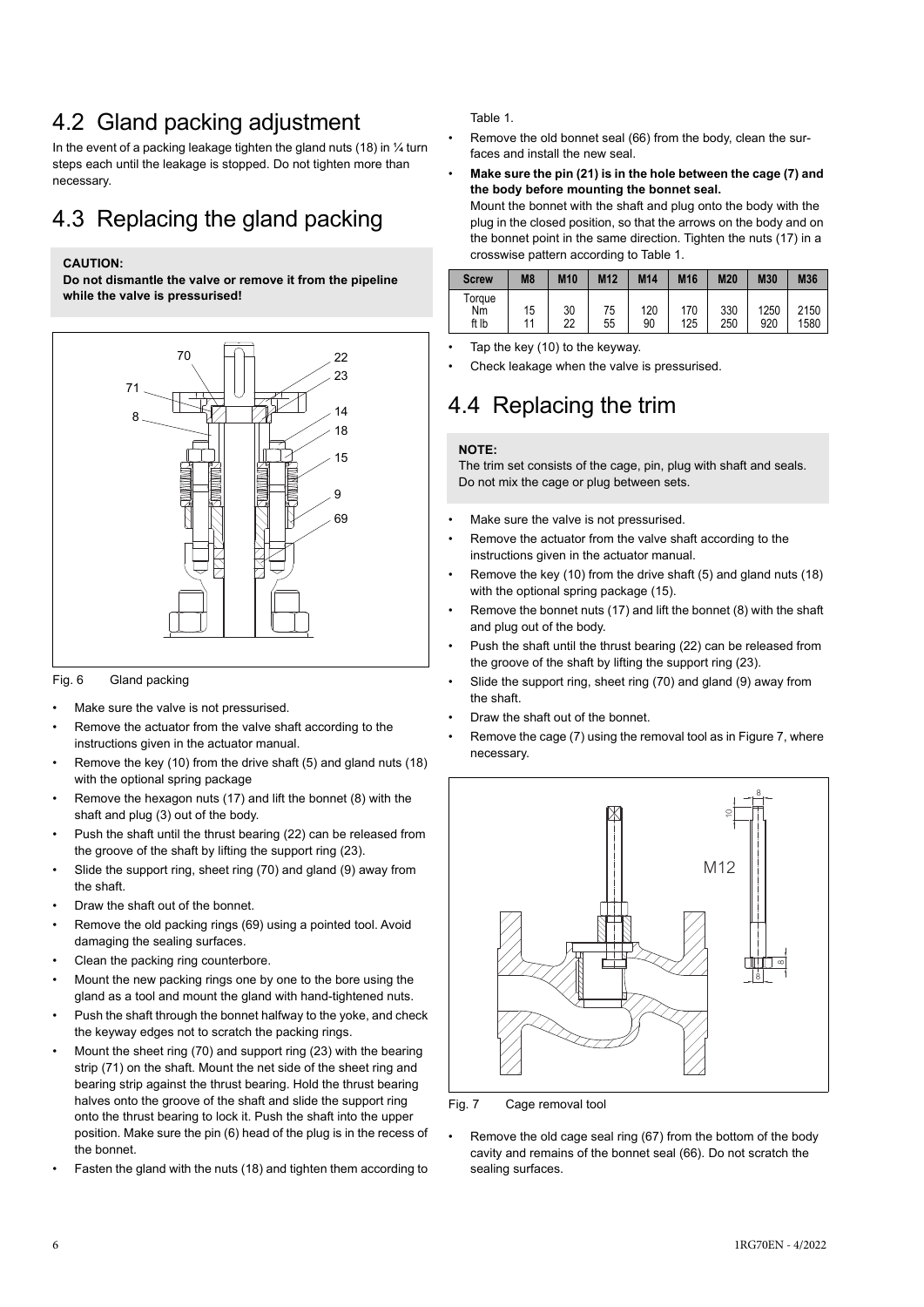## 4.2 Gland packing adjustment

In the event of a packing leakage tighten the gland nuts (18) in ¼ turn steps each until the leakage is stopped. Do not tighten more than necessary.

## 4.3 Replacing the gland packing

**CAUTION:**
**Do not dismantle the valve or remove it from the pipeline while the valve is pressurised!**

Fig. 6 Gland packing

- Make sure the valve is not pressurised.
- Remove the actuator from the valve shaft according to the instructions given in the actuator manual.
- Remove the key (10) from the drive shaft (5) and gland nuts (18) with the optional spring package
- Remove the hexagon nuts (17) and lift the bonnet (8) with the shaft and plug (3) out of the body.
- Push the shaft until the thrust bearing (22) can be released from the groove of the shaft by lifting the support ring (23).
- Slide the support ring, sheet ring (70) and gland (9) away from the shaft.
- Draw the shaft out of the bonnet.
- Remove the old packing rings (69) using a pointed tool. Avoid damaging the sealing surfaces.
- Clean the packing ring counterbore.
- Mount the new packing rings one by one to the bore using the gland as a tool and mount the gland with hand-tightened nuts.
- Push the shaft through the bonnet halfway to the yoke, and check the keyway edges not to scratch the packing rings.
- Mount the sheet ring (70) and support ring (23) with the bearing strip (71) on the shaft. Mount the net side of the sheet ring and bearing strip against the thrust bearing. Hold the thrust bearing halves onto the groove of the shaft and slide the support ring onto the thrust bearing to lock it. Push the shaft into the upper position. Make sure the pin (6) head of the plug is in the recess of the bonnet.
- Fasten the gland with the nuts (18) and tighten them according to Table 1.
- Remove the old bonnet seal (66) from the body, clean the surfaces and install the new seal.
- **Make sure the pin (21) is in the hole between the cage (7) and the body before mounting the bonnet seal.** Mount the bonnet with the shaft and plug onto the body with the plug in the closed position, so that the arrows on the body and on the bonnet point in the same direction. Tighten the nuts (17) in a crosswise pattern according to Table 1.

| Screw | M8 | M10 | M12 | M14 | M16 | M20 | M30 | M36 |
|---|---|---|---|---|---|---|---|---|
| Torque Nm | 15 | 30 | 75 | 120 | 170 | 330 | 1250 | 2150 |
| ft lb | 11 | 22 | 55 | 90 | 125 | 250 | 920 | 1580 |

- Tap the key (10) to the keyway.
- Check leakage when the valve is pressurised.

## 4.4 Replacing the trim

**NOTE:**
The trim set consists of the cage, pin, plug with shaft and seals. Do not mix the cage or plug between sets.

- Make sure the valve is not pressurised.
- Remove the actuator from the valve shaft according to the instructions given in the actuator manual.
- Remove the key (10) from the drive shaft (5) and gland nuts (18) with the optional spring package (15).
- Remove the bonnet nuts (17) and lift the bonnet (8) with the shaft and plug out of the body.
- Push the shaft until the thrust bearing (22) can be released from the groove of the shaft by lifting the support ring (23).
- Slide the support ring, sheet ring (70) and gland (9) away from the shaft.
- Draw the shaft out of the bonnet.
- Remove the cage (7) using the removal tool as in Figure 7, where necessary.

Fig. 7 Cage removal tool

- Remove the old cage seal ring (67) from the bottom of the body cavity and remains of the bonnet seal (66). Do not scratch the sealing surfaces.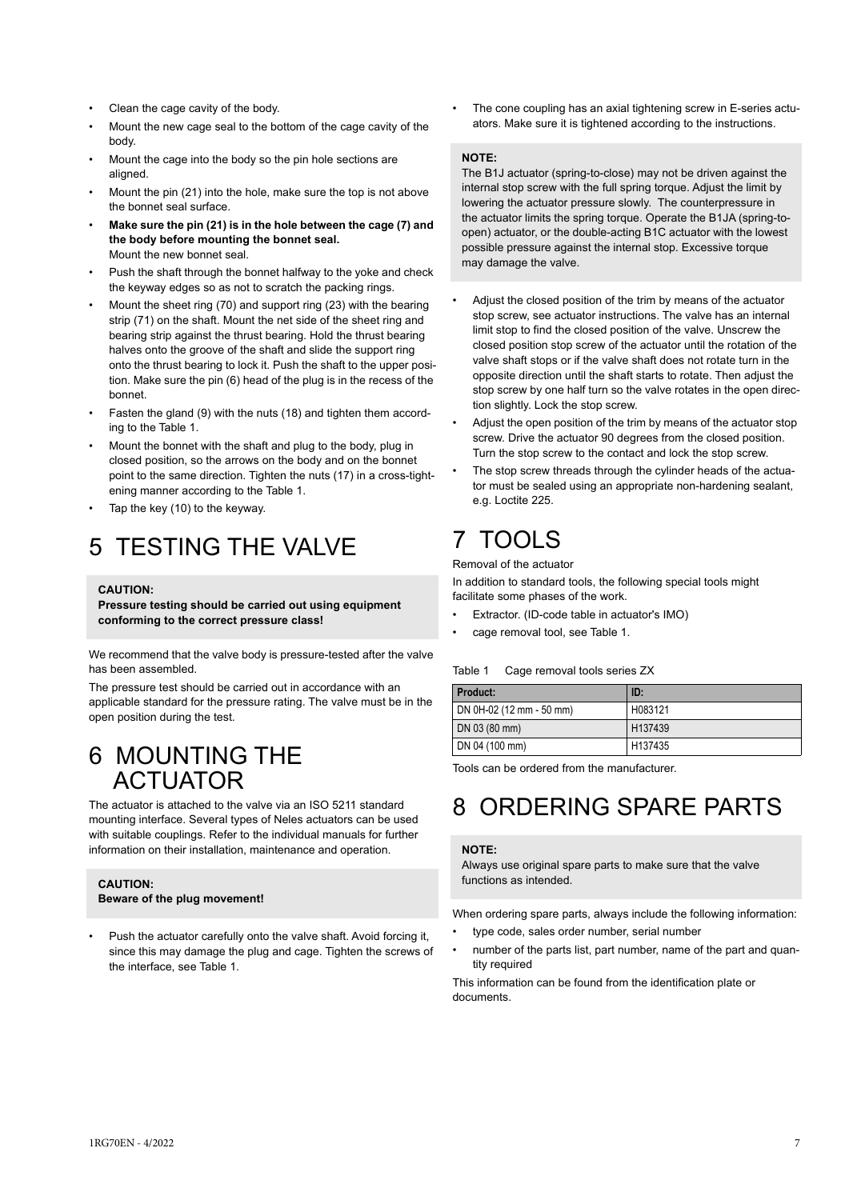- Clean the cage cavity of the body.
- Mount the new cage seal to the bottom of the cage cavity of the body.
- Mount the cage into the body so the pin hole sections are aligned.
- Mount the pin (21) into the hole, make sure the top is not above the bonnet seal surface.
- **Make sure the pin (21) is in the hole between the cage (7) and the body before mounting the bonnet seal.** Mount the new bonnet seal.
- Push the shaft through the bonnet halfway to the yoke and check the keyway edges so as not to scratch the packing rings.
- Mount the sheet ring (70) and support ring (23) with the bearing strip (71) on the shaft. Mount the net side of the sheet ring and bearing strip against the thrust bearing. Hold the thrust bearing halves onto the groove of the shaft and slide the support ring onto the thrust bearing to lock it. Push the shaft to the upper position. Make sure the pin (6) head of the plug is in the recess of the bonnet.
- Fasten the gland (9) with the nuts (18) and tighten them according to the Table 1.
- Mount the bonnet with the shaft and plug to the body, plug in closed position, so the arrows on the body and on the bonnet point to the same direction. Tighten the nuts (17) in a cross-tightening manner according to the Table 1.
- Tap the key (10) to the keyway.

# 5 TESTING THE VALVE

**CAUTION:**
**Pressure testing should be carried out using equipment conforming to the correct pressure class!**

We recommend that the valve body is pressure-tested after the valve has been assembled.

The pressure test should be carried out in accordance with an applicable standard for the pressure rating. The valve must be in the open position during the test.

# 6 MOUNTING THE ACTUATOR

The actuator is attached to the valve via an ISO 5211 standard mounting interface. Several types of Neles actuators can be used with suitable couplings. Refer to the individual manuals for further information on their installation, maintenance and operation.

**CAUTION:**
**Beware of the plug movement!**

- Push the actuator carefully onto the valve shaft. Avoid forcing it, since this may damage the plug and cage. Tighten the screws of the interface, see Table 1.
- The cone coupling has an axial tightening screw in E-series actuators. Make sure it is tightened according to the instructions.

**NOTE:**
The B1J actuator (spring-to-close) may not be driven against the internal stop screw with the full spring torque. Adjust the limit by lowering the actuator pressure slowly. The counterpressure in the actuator limits the spring torque. Operate the B1JA (spring-to-open) actuator, or the double-acting B1C actuator with the lowest possible pressure against the internal stop. Excessive torque may damage the valve.

- Adjust the closed position of the trim by means of the actuator stop screw, see actuator instructions. The valve has an internal limit stop to find the closed position of the valve. Unscrew the closed position stop screw of the actuator until the rotation of the valve shaft stops or if the valve shaft does not rotate turn in the opposite direction until the shaft starts to rotate. Then adjust the stop screw by one half turn so the valve rotates in the open direction slightly. Lock the stop screw.
- Adjust the open position of the trim by means of the actuator stop screw. Drive the actuator 90 degrees from the closed position. Turn the stop screw to the contact and lock the stop screw.
- The stop screw threads through the cylinder heads of the actuator must be sealed using an appropriate non-hardening sealant, e.g. Loctite 225.

# 7 TOOLS

Removal of the actuator

In addition to standard tools, the following special tools might facilitate some phases of the work.

- Extractor. (ID-code table in actuator's IMO)
- cage removal tool, see Table 1.

Table 1 Cage removal tools series ZX

| Product: | ID: |
|---|---|
| DN 0H-02 (12 mm - 50 mm) | H083121 |
| DN 03 (80 mm) | H137439 |
| DN 04 (100 mm) | H137435 |

Tools can be ordered from the manufacturer.

# 8 ORDERING SPARE PARTS

**NOTE:**
Always use original spare parts to make sure that the valve functions as intended.

When ordering spare parts, always include the following information:

- type code, sales order number, serial number
- number of the parts list, part number, name of the part and quantity required

This information can be found from the identification plate or documents.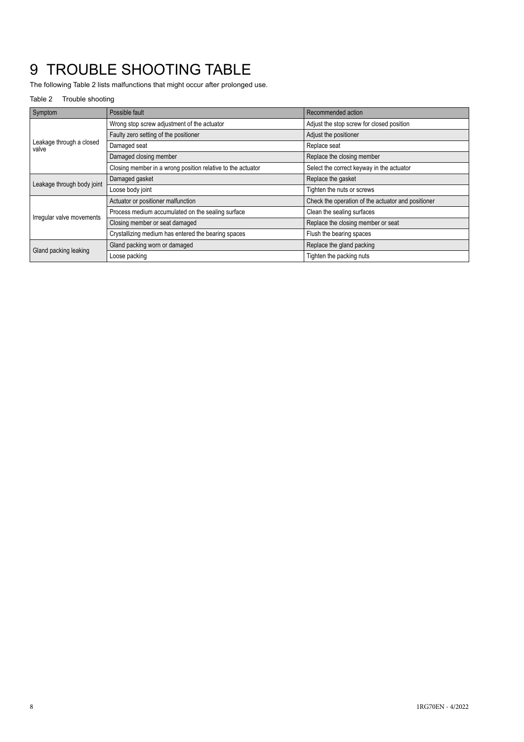# 9 TROUBLE SHOOTING TABLE

The following Table 2 lists malfunctions that might occur after prolonged use.

Table 2 Trouble shooting

| Symptom | Possible fault | Recommended action |
|---|---|---|
| Leakage through a closed valve | Wrong stop screw adjustment of the actuator | Adjust the stop screw for closed position |
| | Faulty zero setting of the positioner | Adjust the positioner |
| | Damaged seat | Replace seat |
| | Damaged closing member | Replace the closing member |
| | Closing member in a wrong position relative to the actuator | Select the correct keyway in the actuator |
| Leakage through body joint | Damaged gasket | Replace the gasket |
| | Loose body joint | Tighten the nuts or screws |
| Irregular valve movements | Actuator or positioner malfunction | Check the operation of the actuator and positioner |
| | Process medium accumulated on the sealing surface | Clean the sealing surfaces |
| | Closing member or seat damaged | Replace the closing member or seat |
| | Crystallizing medium has entered the bearing spaces | Flush the bearing spaces |
| Gland packing leaking | Gland packing worn or damaged | Replace the gland packing |
| | Loose packing | Tighten the packing nuts |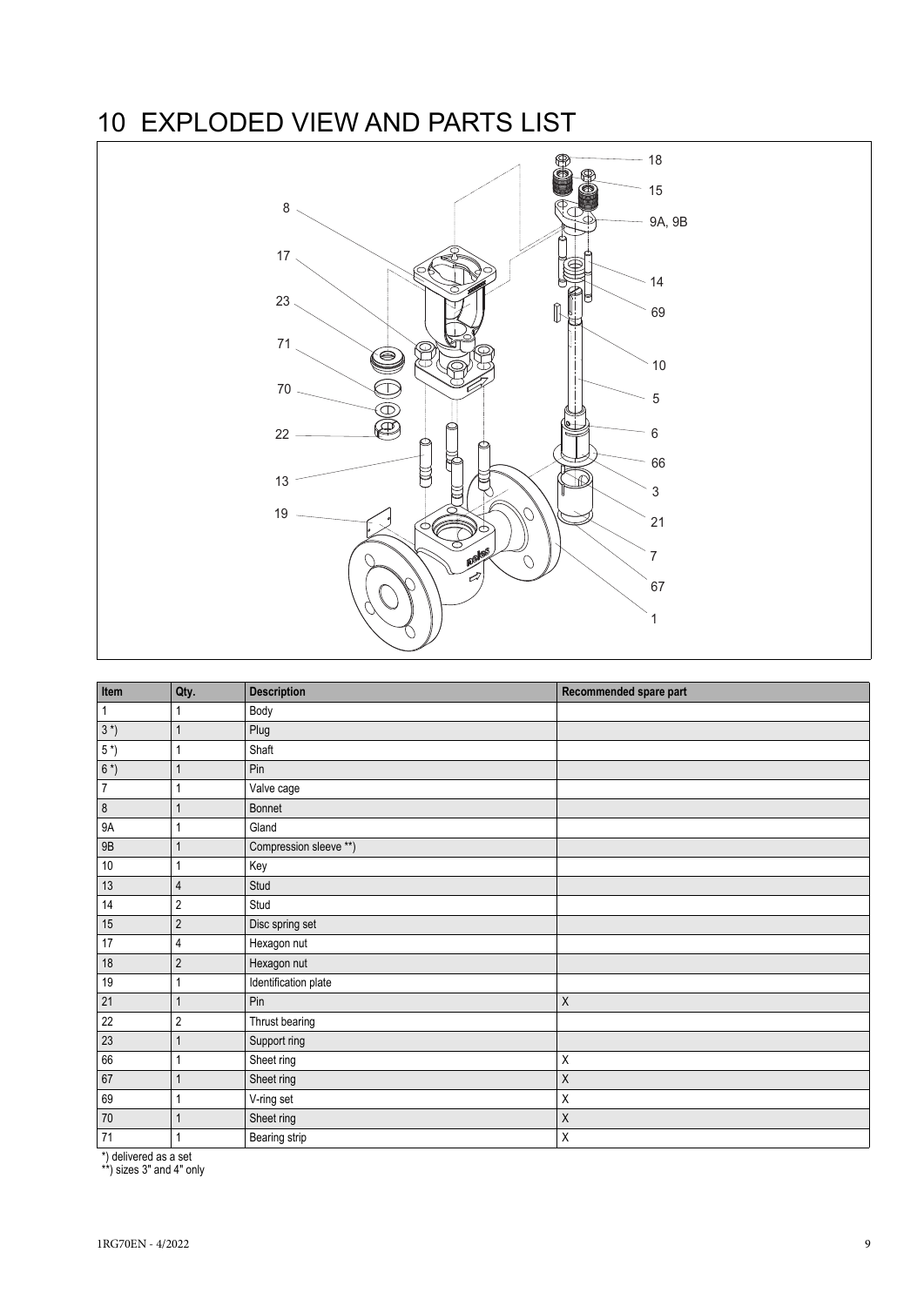# 10 EXPLODED VIEW AND PARTS LIST

| Item | Qty. | Description | Recommended spare part |
|---|---|---|---|
| 1 | 1 | Body | |
| 3 *) | 1 | Plug | |
| 5 *) | 1 | Shaft | |
| 6 *) | 1 | Pin | |
| 7 | 1 | Valve cage | |
| 8 | 1 | Bonnet | |
| 9A | 1 | Gland | |
| 9B | 1 | Compression sleeve **) | |
| 10 | 1 | Key | |
| 13 | 4 | Stud | |
| 14 | 2 | Stud | |
| 15 | 2 | Disc spring set | |
| 17 | 4 | Hexagon nut | |
| 18 | 2 | Hexagon nut | |
| 19 | 1 | Identification plate | |
| 21 | 1 | Pin | X |
| 22 | 2 | Thrust bearing | |
| 23 | 1 | Support ring | |
| 66 | 1 | Sheet ring | X |
| 67 | 1 | Sheet ring | X |
| 69 | 1 | V-ring set | X |
| 70 | 1 | Sheet ring | X |
| 71 | 1 | Bearing strip | X |

*) delivered as a set
**) sizes 3" and 4" only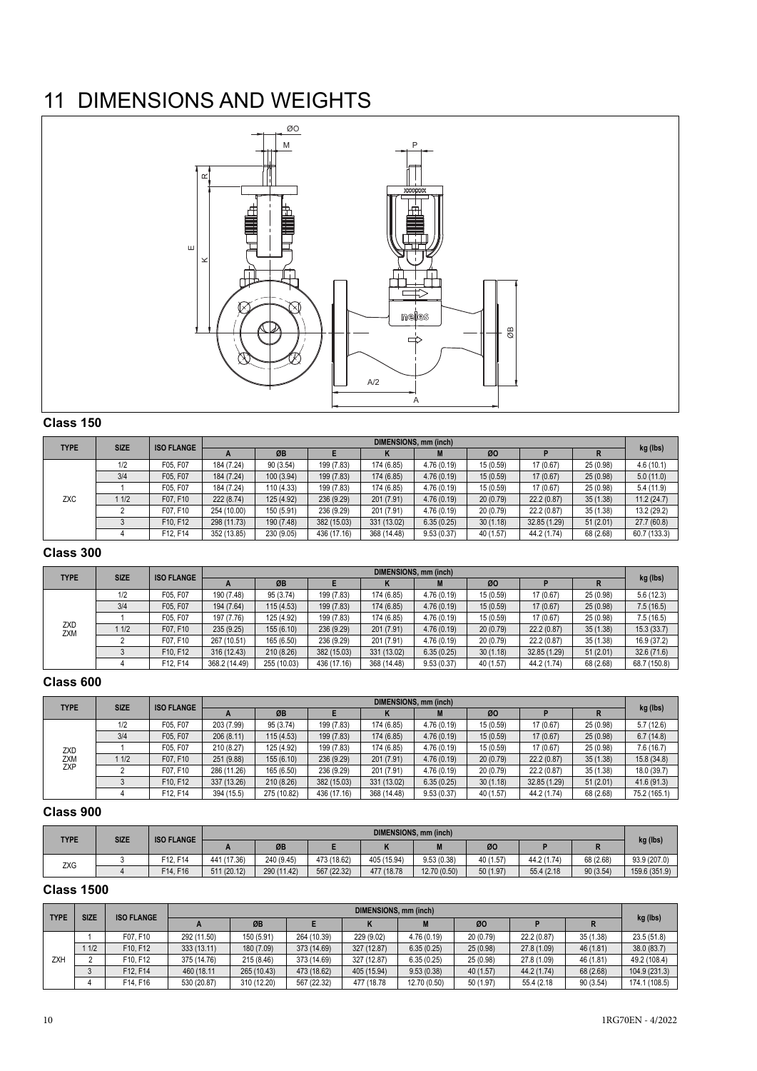# 11 DIMENSIONS AND WEIGHTS

### Class 150

| TYPE | SIZE | ISO FLANGE | DIMENSIONS, mm (inch) | | | | | | | | kg (lbs) |
|---|---|---|---|---|---|---|---|---|---|---|---|
| | | | A | ØB | E | K | M | ØO | P | R | |
| ZXC | 1/2 | F05, F07 | 184 (7.24) | 90 (3.54) | 199 (7.83) | 174 (6.85) | 4.76 (0.19) | 15 (0.59) | 17 (0.67) | 25 (0.98) | 4.6 (10.1) |
| | 3/4 | F05, F07 | 184 (7.24) | 100 (3.94) | 199 (7.83) | 174 (6.85) | 4.76 (0.19) | 15 (0.59) | 17 (0.67) | 25 (0.98) | 5.0 (11.0) |
| | 1 | F05, F07 | 184 (7.24) | 110 (4.33) | 199 (7.83) | 174 (6.85) | 4.76 (0.19) | 15 (0.59) | 17 (0.67) | 25 (0.98) | 5.4 (11.9) |
| | 1 1/2 | F07, F10 | 222 (8.74) | 125 (4.92) | 236 (9.29) | 201 (7.91) | 4.76 (0.19) | 20 (0.79) | 22.2 (0.87) | 35 (1.38) | 11.2 (24.7) |
| | 2 | F07, F10 | 254 (10.00) | 150 (5.91) | 236 (9.29) | 201 (7.91) | 4.76 (0.19) | 20 (0.79) | 22.2 (0.87) | 35 (1.38) | 13.2 (29.2) |
| | 3 | F10, F12 | 298 (11.73) | 190 (7.48) | 382 (15.03) | 331 (13.02) | 6.35 (0.25) | 30 (1.18) | 32.85 (1.29) | 51 (2.01) | 27.7 (60.8) |
| | 4 | F12, F14 | 352 (13.85) | 230 (9.05) | 436 (17.16) | 368 (14.48) | 9.53 (0.37) | 40 (1.57) | 44.2 (1.74) | 68 (2.68) | 60.7 (133.3) |

### Class 300

| TYPE | SIZE | ISO FLANGE | DIMENSIONS, mm (inch) | | | | | | | | kg (lbs) |
|---|---|---|---|---|---|---|---|---|---|---|---|
| | | | A | ØB | E | K | M | ØO | P | R | |
| ZXD ZXM | 1/2 | F05, F07 | 190 (7.48) | 95 (3.74) | 199 (7.83) | 174 (6.85) | 4.76 (0.19) | 15 (0.59) | 17 (0.67) | 25 (0.98) | 5.6 (12.3) |
| | 3/4 | F05, F07 | 194 (7.64) | 115 (4.53) | 199 (7.83) | 174 (6.85) | 4.76 (0.19) | 15 (0.59) | 17 (0.67) | 25 (0.98) | 7.5 (16.5) |
| | 1 | F05, F07 | 197 (7.76) | 125 (4.92) | 199 (7.83) | 174 (6.85) | 4.76 (0.19) | 15 (0.59) | 17 (0.67) | 25 (0.98) | 7.5 (16.5) |
| | 1 1/2 | F07, F10 | 235 (9.25) | 155 (6.10) | 236 (9.29) | 201 (7.91) | 4.76 (0.19) | 20 (0.79) | 22.2 (0.87) | 35 (1.38) | 15.3 (33.7) |
| | 2 | F07, F10 | 267 (10.51) | 165 (6.50) | 236 (9.29) | 201 (7.91) | 4.76 (0.19) | 20 (0.79) | 22.2 (0.87) | 35 (1.38) | 16.9 (37.2) |
| | 3 | F10, F12 | 316 (12.43) | 210 (8.26) | 382 (15.03) | 331 (13.02) | 6.35 (0.25) | 30 (1.18) | 32.85 (1.29) | 51 (2.01) | 32.6 (71.6) |
| | 4 | F12, F14 | 368.2 (14.49) | 255 (10.03) | 436 (17.16) | 368 (14.48) | 9.53 (0.37) | 40 (1.57) | 44.2 (1.74) | 68 (2.68) | 68.7 (150.8) |

### Class 600

| TYPE | SIZE | ISO FLANGE | DIMENSIONS, mm (inch) | | | | | | | | kg (lbs) |
|---|---|---|---|---|---|---|---|---|---|---|---|
| | | | A | ØB | E | K | M | ØO | P | R | |
| ZXD ZXM ZXP | 1/2 | F05, F07 | 203 (7.99) | 95 (3.74) | 199 (7.83) | 174 (6.85) | 4.76 (0.19) | 15 (0.59) | 17 (0.67) | 25 (0.98) | 5.7 (12.6) |
| | 3/4 | F05, F07 | 206 (8.11) | 115 (4.53) | 199 (7.83) | 174 (6.85) | 4.76 (0.19) | 15 (0.59) | 17 (0.67) | 25 (0.98) | 6.7 (14.8) |
| | 1 | F05, F07 | 210 (8.27) | 125 (4.92) | 199 (7.83) | 174 (6.85) | 4.76 (0.19) | 15 (0.59) | 17 (0.67) | 25 (0.98) | 7.6 (16.7) |
| | 1 1/2 | F07, F10 | 251 (9.88) | 155 (6.10) | 236 (9.29) | 201 (7.91) | 4.76 (0.19) | 20 (0.79) | 22.2 (0.87) | 35 (1.38) | 15.8 (34.8) |
| | 2 | F07, F10 | 286 (11.26) | 165 (6.50) | 236 (9.29) | 201 (7.91) | 4.76 (0.19) | 20 (0.79) | 22.2 (0.87) | 35 (1.38) | 18.0 (39.7) |
| | 3 | F10, F12 | 337 (13.26) | 210 (8.26) | 382 (15.03) | 331 (13.02) | 6.35 (0.25) | 30 (1.18) | 32.85 (1.29) | 51 (2.01) | 41.6 (91.3) |
| | 4 | F12, F14 | 394 (15.5) | 275 (10.82) | 436 (17.16) | 368 (14.48) | 9.53 (0.37) | 40 (1.57) | 44.2 (1.74) | 68 (2.68) | 75.2 (165.1) |

### Class 900

| TYPE | SIZE | ISO FLANGE | DIMENSIONS, mm (inch) | | | | | | | | kg (lbs) |
|---|---|---|---|---|---|---|---|---|---|---|---|
| | | | A | ØB | E | K | M | ØO | P | R | |
| ZXG | 3 | F12, F14 | 441 (17.36) | 240 (9.45) | 473 (18.62) | 405 (15.94) | 9.53 (0.38) | 40 (1.57) | 44.2 (1.74) | 68 (2.68) | 93.9 (207.0) |
| | 4 | F14, F16 | 511 (20.12) | 290 (11.42) | 567 (22.32) | 477 (18.78 | 12.70 (0.50) | 50 (1.97) | 55.4 (2.18 | 90 (3.54) | 159.6 (351.9) |

### Class 1500

| TYPE | SIZE | ISO FLANGE | DIMENSIONS, mm (inch) | | | | | | | | kg (lbs) |
|---|---|---|---|---|---|---|---|---|---|---|---|
| | | | A | ØB | E | K | M | ØO | P | R | |
| ZXH | 1 | F07, F10 | 292 (11.50) | 150 (5.91) | 264 (10.39) | 229 (9.02) | 4.76 (0.19) | 20 (0.79) | 22.2 (0.87) | 35 (1.38) | 23.5 (51.8) |
| | 1 1/2 | F10, F12 | 333 (13.11) | 180 (7.09) | 373 (14.69) | 327 (12.87) | 6.35 (0.25) | 25 (0.98) | 27.8 (1.09) | 46 (1.81) | 38.0 (83.7) |
| | 2 | F10, F12 | 375 (14.76) | 215 (8.46) | 373 (14.69) | 327 (12.87) | 6.35 (0.25) | 25 (0.98) | 27.8 (1.09) | 46 (1.81) | 49.2 (108.4) |
| | 3 | F12, F14 | 460 (18.11 | 265 (10.43) | 473 (18.62) | 405 (15.94) | 9.53 (0.38) | 40 (1.57) | 44.2 (1.74) | 68 (2.68) | 104.9 (231.3) |
| | 4 | F14, F16 | 530 (20.87) | 310 (12.20) | 567 (22.32) | 477 (18.78 | 12.70 (0.50) | 50 (1.97) | 55.4 (2.18 | 90 (3.54) | 174.1 (108.5) |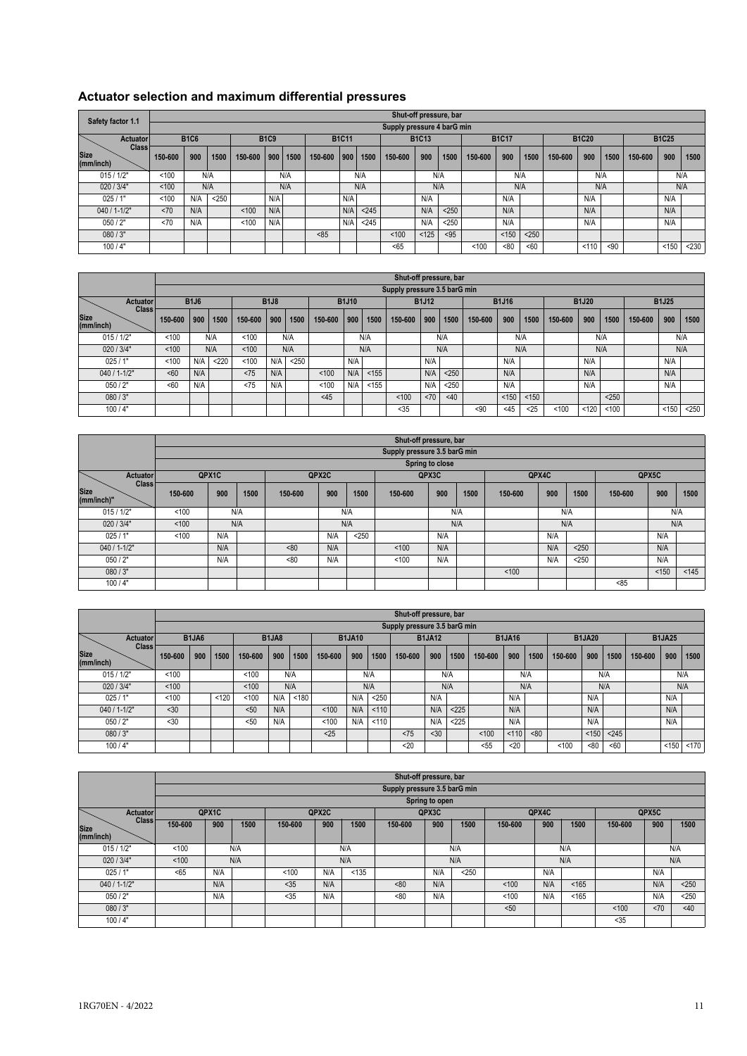## Actuator selection and maximum differential pressures

| Safety factor 1.1 | Shut-off pressure, bar | | | | | | | | | | | | | | | | | | | | |
|---|---|---|---|---|---|---|---|---|---|---|---|---|---|---|---|---|---|---|---|---|---|
| | Supply pressure 4 barG min | | | | | | | | | | | | | | | | | | | | |
| Actuator | B1C6 | | | B1C9 | | | B1C11 | | | B1C13 | | | B1C17 | | | B1C20 | | | B1C25 | | |
| Size (mm/inch) \ Class | 150-600 | 900 | 1500 | 150-600 | 900 | 1500 | 150-600 | 900 | 1500 | 150-600 | 900 | 1500 | 150-600 | 900 | 1500 | 150-600 | 900 | 1500 | 150-600 | 900 | 1500 |
| 015 / 1/2" | <100 | N/A | | | N/A | | | N/A | | | N/A | | | N/A | | | N/A | | | N/A | |
| 020 / 3/4" | <100 | N/A | | | N/A | | | N/A | | | N/A | | | N/A | | | N/A | | | N/A | |
| 025 / 1" | <100 | N/A | <250 | | N/A | | | N/A | | | N/A | | | N/A | | | N/A | | | N/A | |
| 040 / 1-1/2" | <70 | N/A | | <100 | N/A | | | N/A | <245 | | N/A | <250 | | N/A | | | N/A | | | N/A | |
| 050 / 2" | <70 | N/A | | <100 | N/A | | | N/A | <245 | | N/A | <250 | | N/A | | | N/A | | | N/A | |
| 080 / 3" | | | | | | | <85 | | | <100 | <125 | <95 | | <150 | <250 | | | | | | |
| 100 / 4" | | | | | | | | | | <65 | | | <100 | <80 | <60 | | <110 | <90 | | <150 | <230 |

| | Shut-off pressure, bar | | | | | | | | | | | | | | | | | | | | |
|---|---|---|---|---|---|---|---|---|---|---|---|---|---|---|---|---|---|---|---|---|---|
| | Supply pressure 3.5 barG min | | | | | | | | | | | | | | | | | | | | |
| Actuator | B1J6 | | | B1J8 | | | B1J10 | | | B1J12 | | | B1J16 | | | B1J20 | | | B1J25 | | |
| Size (mm/inch) \ Class | 150-600 | 900 | 1500 | 150-600 | 900 | 1500 | 150-600 | 900 | 1500 | 150-600 | 900 | 1500 | 150-600 | 900 | 1500 | 150-600 | 900 | 1500 | 150-600 | 900 | 1500 |
| 015 / 1/2" | <100 | N/A | | <100 | N/A | | | N/A | | | N/A | | | N/A | | | N/A | | | N/A | |
| 020 / 3/4" | <100 | N/A | | <100 | N/A | | | N/A | | | N/A | | | N/A | | | N/A | | | N/A | |
| 025 / 1" | <100 | N/A | <220 | <100 | N/A | <250 | | N/A | | | N/A | | | N/A | | | N/A | | | N/A | |
| 040 / 1-1/2" | <60 | N/A | | <75 | N/A | | <100 | N/A | <155 | | N/A | <250 | | N/A | | | N/A | | | N/A | |
| 050 / 2" | <60 | N/A | | <75 | N/A | | <100 | N/A | <155 | | N/A | <250 | | N/A | | | N/A | | | N/A | |
| 080 / 3" | | | | | | | <45 | | | <100 | <70 | <40 | | <150 | <150 | | | <250 | | | |
| 100 / 4" | | | | | | | | | | <35 | | | <90 | <45 | <25 | <100 | <120 | <100 | | <150 | <250 |

| | Shut-off pressure, bar | | | | | | | | | | | |
|---|---|---|---|---|---|---|---|---|---|---|---|---|
| | Supply pressure 3.5 barG min | | | | | | | | | | | |
| | Spring to close | | | | | | | | | | | |
| Actuator | QPX1C | | | QPX2C | | | QPX3C | | | QPX4C | | | QPX5C | | |
| Size (mm/inch)" \ Class | 150-600 | 900 | 1500 | 150-600 | 900 | 1500 | 150-600 | 900 | 1500 | 150-600 | 900 | 1500 | 150-600 | 900 | 1500 |
| 015 / 1/2" | <100 | N/A | | | N/A | | | N/A | | | N/A | | | N/A | |
| 020 / 3/4" | <100 | N/A | | | N/A | | | N/A | | | N/A | | | N/A | |
| 025 / 1" | <100 | N/A | | | N/A | <250 | | N/A | | | N/A | | | N/A | |
| 040 / 1-1/2" | | N/A | | <80 | N/A | | <100 | N/A | | | N/A | <250 | | N/A | |
| 050 / 2" | | N/A | | <80 | N/A | | <100 | N/A | | | N/A | <250 | | N/A | |
| 080 / 3" | | | | | | | | | | <100 | | | | <150 | <145 |
| 100 / 4" | | | | | | | | | | | | | <85 | | |

| | Shut-off pressure, bar | | | | | | | | | | | | | | | | | | | | |
|---|---|---|---|---|---|---|---|---|---|---|---|---|---|---|---|---|---|---|---|---|---|
| | Supply pressure 3.5 barG min | | | | | | | | | | | | | | | | | | | | |
| Actuator | B1JA6 | | | B1JA8 | | | B1JA10 | | | B1JA12 | | | B1JA16 | | | B1JA20 | | | B1JA25 | | |
| Size (mm/inch) \ Class | 150-600 | 900 | 1500 | 150-600 | 900 | 1500 | 150-600 | 900 | 1500 | 150-600 | 900 | 1500 | 150-600 | 900 | 1500 | 150-600 | 900 | 1500 | 150-600 | 900 | 1500 |
| 015 / 1/2" | <100 | | | <100 | N/A | | | N/A | | | N/A | | | N/A | | | N/A | | | N/A | |
| 020 / 3/4" | <100 | | | <100 | N/A | | | N/A | | | N/A | | | N/A | | | N/A | | | N/A | |
| 025 / 1" | <100 | | <120 | <100 | N/A | <180 | | N/A | <250 | | N/A | | | N/A | | | N/A | | | N/A | |
| 040 / 1-1/2" | <30 | | | <50 | N/A | | <100 | N/A | <110 | | N/A | <225 | | N/A | | | N/A | | | N/A | |
| 050 / 2" | <30 | | | <50 | N/A | | <100 | N/A | <110 | | N/A | <225 | | N/A | | | N/A | | | N/A | |
| 080 / 3" | | | | | | | <25 | | | <75 | <30 | | <100 | <110 | <80 | | <150 | <245 | | | |
| 100 / 4" | | | | | | | | | | <20 | | | <55 | <20 | | <100 | <80 | <60 | | <150 | <170 |

| | Shut-off pressure, bar | | | | | | | | | | | |
|---|---|---|---|---|---|---|---|---|---|---|---|---|
| | Supply pressure 3.5 barG min | | | | | | | | | | | |
| | Spring to open | | | | | | | | | | | |
| Actuator | QPX1C | | | QPX2C | | | QPX3C | | | QPX4C | | | QPX5C | | |
| Size (mm/inch) \ Class | 150-600 | 900 | 1500 | 150-600 | 900 | 1500 | 150-600 | 900 | 1500 | 150-600 | 900 | 1500 | 150-600 | 900 | 1500 |
| 015 / 1/2" | <100 | N/A | | | N/A | | | N/A | | | N/A | | | N/A | |
| 020 / 3/4" | <100 | N/A | | | N/A | | | N/A | | | N/A | | | N/A | |
| 025 / 1" | <65 | N/A | | <100 | N/A | <135 | | N/A | <250 | | N/A | | | N/A | |
| 040 / 1-1/2" | | N/A | | <35 | N/A | | <80 | N/A | | <100 | N/A | <165 | | N/A | <250 |
| 050 / 2" | | N/A | | <35 | N/A | | <80 | N/A | | <100 | N/A | <165 | | N/A | <250 |
| 080 / 3" | | | | | | | | | | <50 | | | <100 | <70 | <40 |
| 100 / 4" | | | | | | | | | | | | | <35 | | |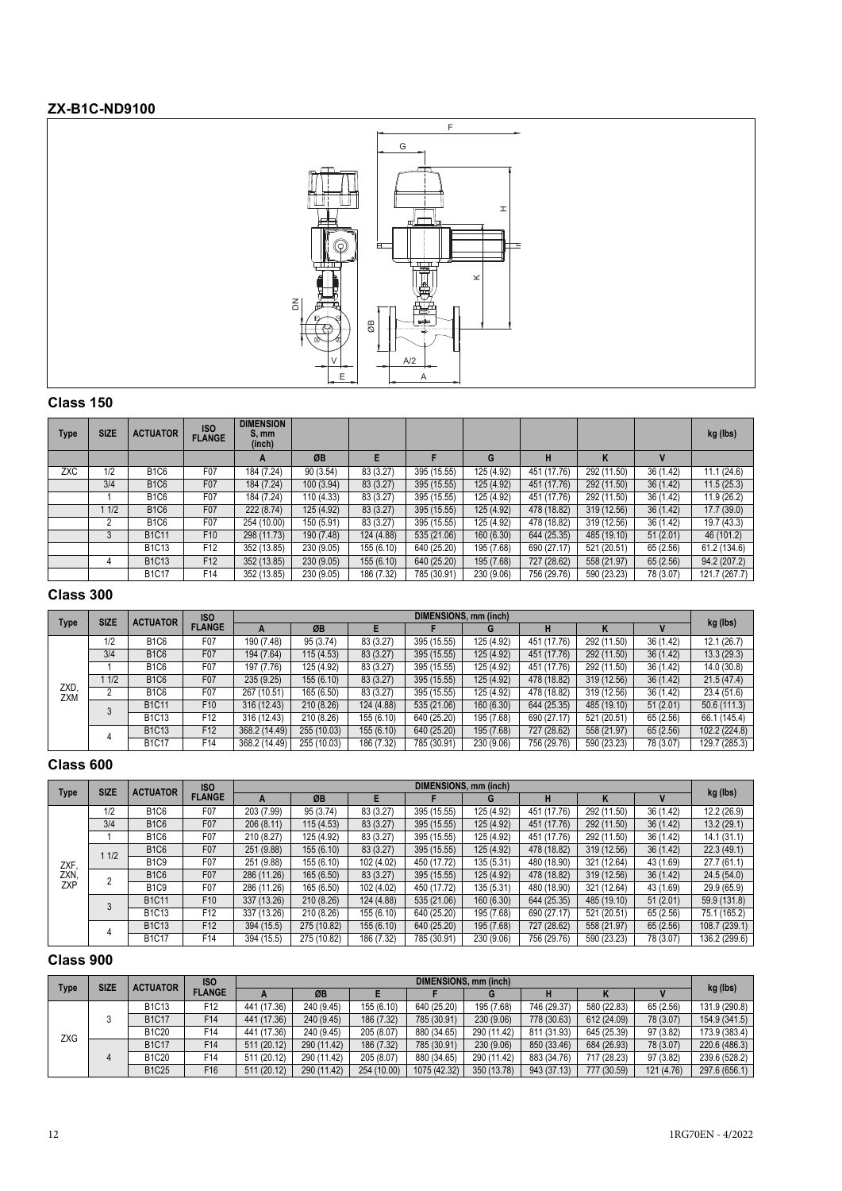## ZX-B1C-ND9100

### Class 150

| Type | SIZE | ACTUATOR | ISO FLANGE | DIMENSION S, mm (inch) | | | | | | | | kg (lbs) |
|---|---|---|---|---|---|---|---|---|---|---|---|---|
| | | | | A | ØB | E | F | G | H | K | V | |
| ZXC | 1/2 | B1C6 | F07 | 184 (7.24) | 90 (3.54) | 83 (3.27) | 395 (15.55) | 125 (4.92) | 451 (17.76) | 292 (11.50) | 36 (1.42) | 11.1 (24.6) |
| | 3/4 | B1C6 | F07 | 184 (7.24) | 100 (3.94) | 83 (3.27) | 395 (15.55) | 125 (4.92) | 451 (17.76) | 292 (11.50) | 36 (1.42) | 11.5 (25.3) |
| | 1 | B1C6 | F07 | 184 (7.24) | 110 (4.33) | 83 (3.27) | 395 (15.55) | 125 (4.92) | 451 (17.76) | 292 (11.50) | 36 (1.42) | 11.9 (26.2) |
| | 1 1/2 | B1C6 | F07 | 222 (8.74) | 125 (4.92) | 83 (3.27) | 395 (15.55) | 125 (4.92) | 478 (18.82) | 319 (12.56) | 36 (1.42) | 17.7 (39.0) |
| | 2 | B1C6 | F07 | 254 (10.00) | 150 (5.91) | 83 (3.27) | 395 (15.55) | 125 (4.92) | 478 (18.82) | 319 (12.56) | 36 (1.42) | 19.7 (43.3) |
| | 3 | B1C11 | F10 | 298 (11.73) | 190 (7.48) | 124 (4.88) | 535 (21.06) | 160 (6.30) | 644 (25.35) | 485 (19.10) | 51 (2.01) | 46 (101.2) |
| | | B1C13 | F12 | 352 (13.85) | 230 (9.05) | 155 (6.10) | 640 (25.20) | 195 (7.68) | 690 (27.17) | 521 (20.51) | 65 (2.56) | 61.2 (134.6) |
| | 4 | B1C13 | F12 | 352 (13.85) | 230 (9.05) | 155 (6.10) | 640 (25.20) | 195 (7.68) | 727 (28.62) | 558 (21.97) | 65 (2.56) | 94.2 (207.2) |
| | | B1C17 | F14 | 352 (13.85) | 230 (9.05) | 186 (7.32) | 785 (30.91) | 230 (9.06) | 756 (29.76) | 590 (23.23) | 78 (3.07) | 121.7 (267.7) |

### Class 300

| Type | SIZE | ACTUATOR | ISO FLANGE | DIMENSIONS, mm (inch) | | | | | | | | kg (lbs) |
|---|---|---|---|---|---|---|---|---|---|---|---|---|
| | | | | A | ØB | E | F | G | H | K | V | |
| ZXD, ZXM | 1/2 | B1C6 | F07 | 190 (7.48) | 95 (3.74) | 83 (3.27) | 395 (15.55) | 125 (4.92) | 451 (17.76) | 292 (11.50) | 36 (1.42) | 12.1 (26.7) |
| | 3/4 | B1C6 | F07 | 194 (7.64) | 115 (4.53) | 83 (3.27) | 395 (15.55) | 125 (4.92) | 451 (17.76) | 292 (11.50) | 36 (1.42) | 13.3 (29.3) |
| | 1 | B1C6 | F07 | 197 (7.76) | 125 (4.92) | 83 (3.27) | 395 (15.55) | 125 (4.92) | 451 (17.76) | 292 (11.50) | 36 (1.42) | 14.0 (30.8) |
| | 1 1/2 | B1C6 | F07 | 235 (9.25) | 155 (6.10) | 83 (3.27) | 395 (15.55) | 125 (4.92) | 478 (18.82) | 319 (12.56) | 36 (1.42) | 21.5 (47.4) |
| | 2 | B1C6 | F07 | 267 (10.51) | 165 (6.50) | 83 (3.27) | 395 (15.55) | 125 (4.92) | 478 (18.82) | 319 (12.56) | 36 (1.42) | 23.4 (51.6) |
| | 3 | B1C11 | F10 | 316 (12.43) | 210 (8.26) | 124 (4.88) | 535 (21.06) | 160 (6.30) | 644 (25.35) | 485 (19.10) | 51 (2.01) | 50.6 (111.3) |
| | | B1C13 | F12 | 316 (12.43) | 210 (8.26) | 155 (6.10) | 640 (25.20) | 195 (7.68) | 690 (27.17) | 521 (20.51) | 65 (2.56) | 66.1 (145.4) |
| | 4 | B1C13 | F12 | 368.2 (14.49) | 255 (10.03) | 155 (6.10) | 640 (25.20) | 195 (7.68) | 727 (28.62) | 558 (21.97) | 65 (2.56) | 102.2 (224.8) |
| | | B1C17 | F14 | 368.2 (14.49) | 255 (10.03) | 186 (7.32) | 785 (30.91) | 230 (9.06) | 756 (29.76) | 590 (23.23) | 78 (3.07) | 129.7 (285.3) |

### Class 600

| Type | SIZE | ACTUATOR | ISO FLANGE | DIMENSIONS, mm (inch) | | | | | | | | kg (lbs) |
|---|---|---|---|---|---|---|---|---|---|---|---|---|
| | | | | A | ØB | E | F | G | H | K | V | |
| ZXF, ZXN, ZXP | 1/2 | B1C6 | F07 | 203 (7.99) | 95 (3.74) | 83 (3.27) | 395 (15.55) | 125 (4.92) | 451 (17.76) | 292 (11.50) | 36 (1.42) | 12.2 (26.9) |
| | 3/4 | B1C6 | F07 | 206 (8.11) | 115 (4.53) | 83 (3.27) | 395 (15.55) | 125 (4.92) | 451 (17.76) | 292 (11.50) | 36 (1.42) | 13.2 (29.1) |
| | 1 | B1C6 | F07 | 210 (8.27) | 125 (4.92) | 83 (3.27) | 395 (15.55) | 125 (4.92) | 451 (17.76) | 292 (11.50) | 36 (1.42) | 14.1 (31.1) |
| | 1 1/2 | B1C6 | F07 | 251 (9.88) | 155 (6.10) | 83 (3.27) | 395 (15.55) | 125 (4.92) | 478 (18.82) | 319 (12.56) | 36 (1.42) | 22.3 (49.1) |
| | | B1C9 | F07 | 251 (9.88) | 155 (6.10) | 102 (4.02) | 450 (17.72) | 135 (5.31) | 480 (18.90) | 321 (12.64) | 43 (1.69) | 27.7 (61.1) |
| | 2 | B1C6 | F07 | 286 (11.26) | 165 (6.50) | 83 (3.27) | 395 (15.55) | 125 (4.92) | 478 (18.82) | 319 (12.56) | 36 (1.42) | 24.5 (54.0) |
| | | B1C9 | F07 | 286 (11.26) | 165 (6.50) | 102 (4.02) | 450 (17.72) | 135 (5.31) | 480 (18.90) | 321 (12.64) | 43 (1.69) | 29.9 (65.9) |
| | 3 | B1C11 | F10 | 337 (13.26) | 210 (8.26) | 124 (4.88) | 535 (21.06) | 160 (6.30) | 644 (25.35) | 485 (19.10) | 51 (2.01) | 59.9 (131.8) |
| | | B1C13 | F12 | 337 (13.26) | 210 (8.26) | 155 (6.10) | 640 (25.20) | 195 (7.68) | 690 (27.17) | 521 (20.51) | 65 (2.56) | 75.1 (165.2) |
| | 4 | B1C13 | F12 | 394 (15.5) | 275 (10.82) | 155 (6.10) | 640 (25.20) | 195 (7.68) | 727 (28.62) | 558 (21.97) | 65 (2.56) | 108.7 (239.1) |
| | | B1C17 | F14 | 394 (15.5) | 275 (10.82) | 186 (7.32) | 785 (30.91) | 230 (9.06) | 756 (29.76) | 590 (23.23) | 78 (3.07) | 136.2 (299.6) |

### Class 900

| Type | SIZE | ACTUATOR | ISO FLANGE | DIMENSIONS, mm (inch) | | | | | | | | kg (lbs) |
|---|---|---|---|---|---|---|---|---|---|---|---|---|
| | | | | A | ØB | E | F | G | H | K | V | |
| ZXG | 3 | B1C13 | F12 | 441 (17.36) | 240 (9.45) | 155 (6.10) | 640 (25.20) | 195 (7.68) | 746 (29.37) | 580 (22.83) | 65 (2.56) | 131.9 (290.8) |
| | | B1C17 | F14 | 441 (17.36) | 240 (9.45) | 186 (7.32) | 785 (30.91) | 230 (9.06) | 778 (30.63) | 612 (24.09) | 78 (3.07) | 154.9 (341.5) |
| | | B1C20 | F14 | 441 (17.36) | 240 (9.45) | 205 (8.07) | 880 (34.65) | 290 (11.42) | 811 (31.93) | 645 (25.39) | 97 (3.82) | 173.9 (383.4) |
| | 4 | B1C17 | F14 | 511 (20.12) | 290 (11.42) | 186 (7.32) | 785 (30.91) | 230 (9.06) | 850 (33.46) | 684 (26.93) | 78 (3.07) | 220.6 (486.3) |
| | | B1C20 | F14 | 511 (20.12) | 290 (11.42) | 205 (8.07) | 880 (34.65) | 290 (11.42) | 883 (34.76) | 717 (28.23) | 97 (3.82) | 239.6 (528.2) |
| | | B1C25 | F16 | 511 (20.12) | 290 (11.42) | 254 (10.00) | 1075 (42.32) | 350 (13.78) | 943 (37.13) | 777 (30.59) | 121 (4.76) | 297.6 (656.1) |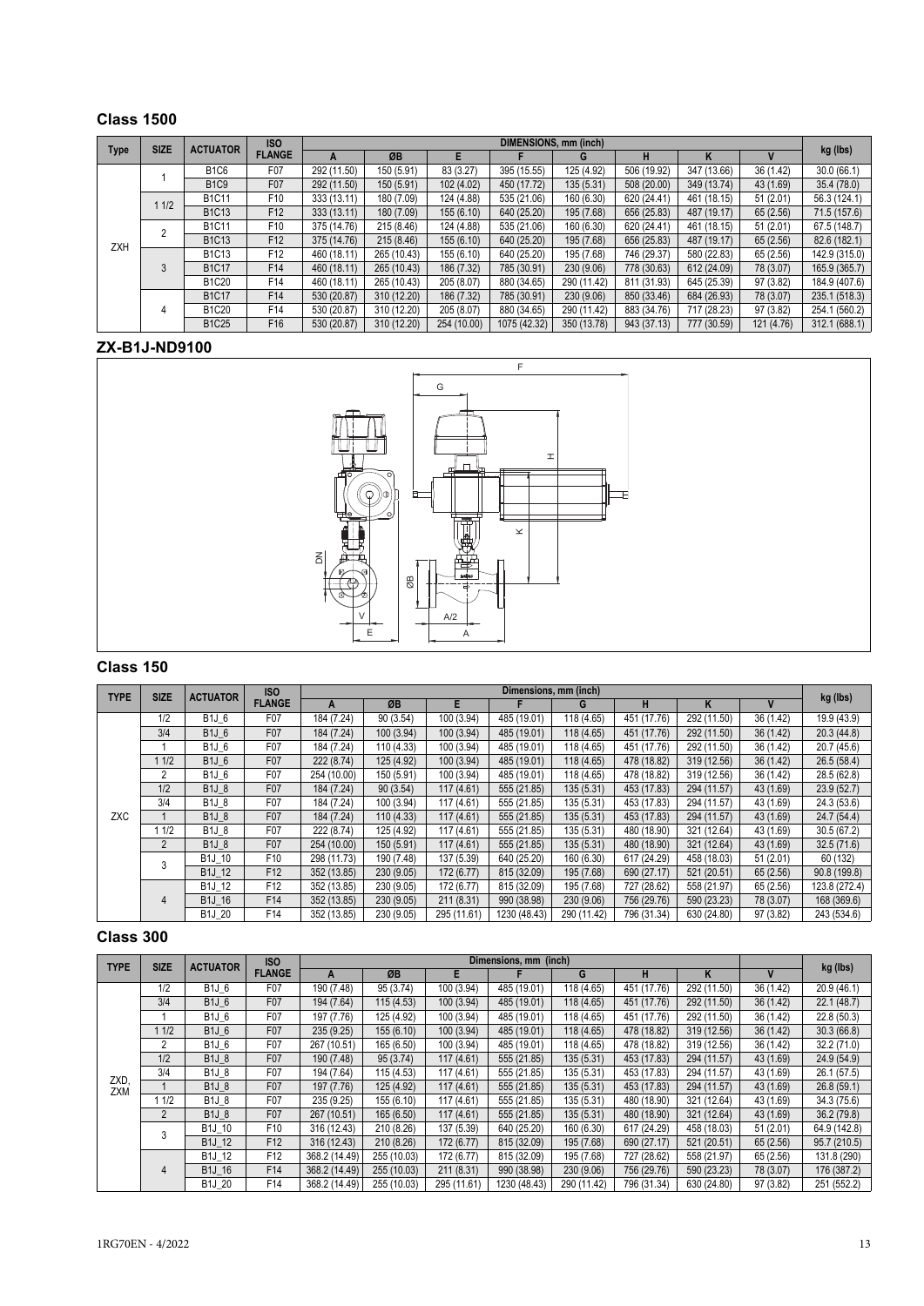## Class 1500

| Type | SIZE | ACTUATOR | ISO FLANGE | DIMENSIONS, mm (inch) | | | | | | | | kg (lbs) |
|---|---|---|---|---|---|---|---|---|---|---|---|---|
| | | | | A | ØB | E | F | G | H | K | V | |
| ZXH | 1 | B1C6 | F07 | 292 (11.50) | 150 (5.91) | 83 (3.27) | 395 (15.55) | 125 (4.92) | 506 (19.92) | 347 (13.66) | 36 (1.42) | 30.0 (66.1) |
| | | B1C9 | F07 | 292 (11.50) | 150 (5.91) | 102 (4.02) | 450 (17.72) | 135 (5.31) | 508 (20.00) | 349 (13.74) | 43 (1.69) | 35.4 (78.0) |
| | 1 1/2 | B1C11 | F10 | 333 (13.11) | 180 (7.09) | 124 (4.88) | 535 (21.06) | 160 (6.30) | 620 (24.41) | 461 (18.15) | 51 (2.01) | 56.3 (124.1) |
| | | B1C13 | F12 | 333 (13.11) | 180 (7.09) | 155 (6.10) | 640 (25.20) | 195 (7.68) | 656 (25.83) | 487 (19.17) | 65 (2.56) | 71.5 (157.6) |
| | 2 | B1C11 | F10 | 375 (14.76) | 215 (8.46) | 124 (4.88) | 535 (21.06) | 160 (6.30) | 620 (24.41) | 461 (18.15) | 51 (2.01) | 67.5 (148.7) |
| | | B1C13 | F12 | 375 (14.76) | 215 (8.46) | 155 (6.10) | 640 (25.20) | 195 (7.68) | 656 (25.83) | 487 (19.17) | 65 (2.56) | 82.6 (182.1) |
| | 3 | B1C13 | F12 | 460 (18.11) | 265 (10.43) | 155 (6.10) | 640 (25.20) | 195 (7.68) | 746 (29.37) | 580 (22.83) | 65 (2.56) | 142.9 (315.0) |
| | | B1C17 | F14 | 460 (18.11) | 265 (10.43) | 186 (7.32) | 785 (30.91) | 230 (9.06) | 778 (30.63) | 612 (24.09) | 78 (3.07) | 165.9 (365.7) |
| | | B1C20 | F14 | 460 (18.11) | 265 (10.43) | 205 (8.07) | 880 (34.65) | 290 (11.42) | 811 (31.93) | 645 (25.39) | 97 (3.82) | 184.9 (407.6) |
| | 4 | B1C17 | F14 | 530 (20.87) | 310 (12.20) | 186 (7.32) | 785 (30.91) | 230 (9.06) | 850 (33.46) | 684 (26.93) | 78 (3.07) | 235.1 (518.3) |
| | | B1C20 | F14 | 530 (20.87) | 310 (12.20) | 205 (8.07) | 880 (34.65) | 290 (11.42) | 883 (34.76) | 717 (28.23) | 97 (3.82) | 254.1 (560.2) |
| | | B1C25 | F16 | 530 (20.87) | 310 (12.20) | 254 (10.00) | 1075 (42.32) | 350 (13.78) | 943 (37.13) | 777 (30.59) | 121 (4.76) | 312.1 (688.1) |

## ZX-B1J-ND9100

## Class 150

| TYPE | SIZE | ACTUATOR | ISO FLANGE | Dimensions, mm (inch) | | | | | | | | kg (lbs) |
|---|---|---|---|---|---|---|---|---|---|---|---|---|
| | | | | A | ØB | E | F | G | H | K | V | |
| ZXC | 1/2 | B1J_6 | F07 | 184 (7.24) | 90 (3.54) | 100 (3.94) | 485 (19.01) | 118 (4.65) | 451 (17.76) | 292 (11.50) | 36 (1.42) | 19.9 (43.9) |
| | 3/4 | B1J_6 | F07 | 184 (7.24) | 100 (3.94) | 100 (3.94) | 485 (19.01) | 118 (4.65) | 451 (17.76) | 292 (11.50) | 36 (1.42) | 20.3 (44.8) |
| | 1 | B1J_6 | F07 | 184 (7.24) | 110 (4.33) | 100 (3.94) | 485 (19.01) | 118 (4.65) | 451 (17.76) | 292 (11.50) | 36 (1.42) | 20.7 (45.6) |
| | 1 1/2 | B1J_6 | F07 | 222 (8.74) | 125 (4.92) | 100 (3.94) | 485 (19.01) | 118 (4.65) | 478 (18.82) | 319 (12.56) | 36 (1.42) | 26.5 (58.4) |
| | 2 | B1J_6 | F07 | 254 (10.00) | 150 (5.91) | 100 (3.94) | 485 (19.01) | 118 (4.65) | 478 (18.82) | 319 (12.56) | 36 (1.42) | 28.5 (62.8) |
| | 1/2 | B1J_8 | F07 | 184 (7.24) | 90 (3.54) | 117 (4.61) | 555 (21.85) | 135 (5.31) | 453 (17.83) | 294 (11.57) | 43 (1.69) | 23.9 (52.7) |
| | 3/4 | B1J_8 | F07 | 184 (7.24) | 100 (3.94) | 117 (4.61) | 555 (21.85) | 135 (5.31) | 453 (17.83) | 294 (11.57) | 43 (1.69) | 24.3 (53.6) |
| | 1 | B1J_8 | F07 | 184 (7.24) | 110 (4.33) | 117 (4.61) | 555 (21.85) | 135 (5.31) | 453 (17.83) | 294 (11.57) | 43 (1.69) | 24.7 (54.4) |
| | 1 1/2 | B1J_8 | F07 | 222 (8.74) | 125 (4.92) | 117 (4.61) | 555 (21.85) | 135 (5.31) | 480 (18.90) | 321 (12.64) | 43 (1.69) | 30.5 (67.2) |
| | 2 | B1J_8 | F07 | 254 (10.00) | 150 (5.91) | 117 (4.61) | 555 (21.85) | 135 (5.31) | 480 (18.90) | 321 (12.64) | 43 (1.69) | 32.5 (71.6) |
| | 3 | B1J_10 | F10 | 298 (11.73) | 190 (7.48) | 137 (5.39) | 640 (25.20) | 160 (6.30) | 617 (24.29) | 458 (18.03) | 51 (2.01) | 60 (132) |
| | | B1J_12 | F12 | 352 (13.85) | 230 (9.05) | 172 (6.77) | 815 (32.09) | 195 (7.68) | 690 (27.17) | 521 (20.51) | 65 (2.56) | 90.8 (199.8) |
| | 4 | B1J_12 | F12 | 352 (13.85) | 230 (9.05) | 172 (6.77) | 815 (32.09) | 195 (7.68) | 727 (28.62) | 558 (21.97) | 65 (2.56) | 123.8 (272.4) |
| | | B1J_16 | F14 | 352 (13.85) | 230 (9.05) | 211 (8.31) | 990 (38.98) | 230 (9.06) | 756 (29.76) | 590 (23.23) | 78 (3.07) | 168 (369.6) |
| | | B1J_20 | F14 | 352 (13.85) | 230 (9.05) | 295 (11.61) | 1230 (48.43) | 290 (11.42) | 796 (31.34) | 630 (24.80) | 97 (3.82) | 243 (534.6) |

## Class 300

| TYPE | SIZE | ACTUATOR | ISO FLANGE | Dimensions, mm (inch) | | | | | | | | kg (lbs) |
|---|---|---|---|---|---|---|---|---|---|---|---|---|
| | | | | A | ØB | E | F | G | H | K | V | |
| ZXD, ZXM | 1/2 | B1J_6 | F07 | 190 (7.48) | 95 (3.74) | 100 (3.94) | 485 (19.01) | 118 (4.65) | 451 (17.76) | 292 (11.50) | 36 (1.42) | 20.9 (46.1) |
| | 3/4 | B1J_6 | F07 | 194 (7.64) | 115 (4.53) | 100 (3.94) | 485 (19.01) | 118 (4.65) | 451 (17.76) | 292 (11.50) | 36 (1.42) | 22.1 (48.7) |
| | 1 | B1J_6 | F07 | 197 (7.76) | 125 (4.92) | 100 (3.94) | 485 (19.01) | 118 (4.65) | 451 (17.76) | 292 (11.50) | 36 (1.42) | 22.8 (50.3) |
| | 1 1/2 | B1J_6 | F07 | 235 (9.25) | 155 (6.10) | 100 (3.94) | 485 (19.01) | 118 (4.65) | 478 (18.82) | 319 (12.56) | 36 (1.42) | 30.3 (66.8) |
| | 2 | B1J_6 | F07 | 267 (10.51) | 165 (6.50) | 100 (3.94) | 485 (19.01) | 118 (4.65) | 478 (18.82) | 319 (12.56) | 36 (1.42) | 32.2 (71.0) |
| | 1/2 | B1J_8 | F07 | 190 (7.48) | 95 (3.74) | 117 (4.61) | 555 (21.85) | 135 (5.31) | 453 (17.83) | 294 (11.57) | 43 (1.69) | 24.9 (54.9) |
| | 3/4 | B1J_8 | F07 | 194 (7.64) | 115 (4.53) | 117 (4.61) | 555 (21.85) | 135 (5.31) | 453 (17.83) | 294 (11.57) | 43 (1.69) | 26.1 (57.5) |
| | 1 | B1J_8 | F07 | 197 (7.76) | 125 (4.92) | 117 (4.61) | 555 (21.85) | 135 (5.31) | 453 (17.83) | 294 (11.57) | 43 (1.69) | 26.8 (59.1) |
| | 1 1/2 | B1J_8 | F07 | 235 (9.25) | 155 (6.10) | 117 (4.61) | 555 (21.85) | 135 (5.31) | 480 (18.90) | 321 (12.64) | 43 (1.69) | 34.3 (75.6) |
| | 2 | B1J_8 | F07 | 267 (10.51) | 165 (6.50) | 117 (4.61) | 555 (21.85) | 135 (5.31) | 480 (18.90) | 321 (12.64) | 43 (1.69) | 36.2 (79.8) |
| | 3 | B1J_10 | F10 | 316 (12.43) | 210 (8.26) | 137 (5.39) | 640 (25.20) | 160 (6.30) | 617 (24.29) | 458 (18.03) | 51 (2.01) | 64.9 (142.8) |
| | | B1J_12 | F12 | 316 (12.43) | 210 (8.26) | 172 (6.77) | 815 (32.09) | 195 (7.68) | 690 (27.17) | 521 (20.51) | 65 (2.56) | 95.7 (210.5) |
| | 4 | B1J_12 | F12 | 368.2 (14.49) | 255 (10.03) | 172 (6.77) | 815 (32.09) | 195 (7.68) | 727 (28.62) | 558 (21.97) | 65 (2.56) | 131.8 (290) |
| | | B1J_16 | F14 | 368.2 (14.49) | 255 (10.03) | 211 (8.31) | 990 (38.98) | 230 (9.06) | 756 (29.76) | 590 (23.23) | 78 (3.07) | 176 (387.2) |
| | | B1J_20 | F14 | 368.2 (14.49) | 255 (10.03) | 295 (11.61) | 1230 (48.43) | 290 (11.42) | 796 (31.34) | 630 (24.80) | 97 (3.82) | 251 (552.2) |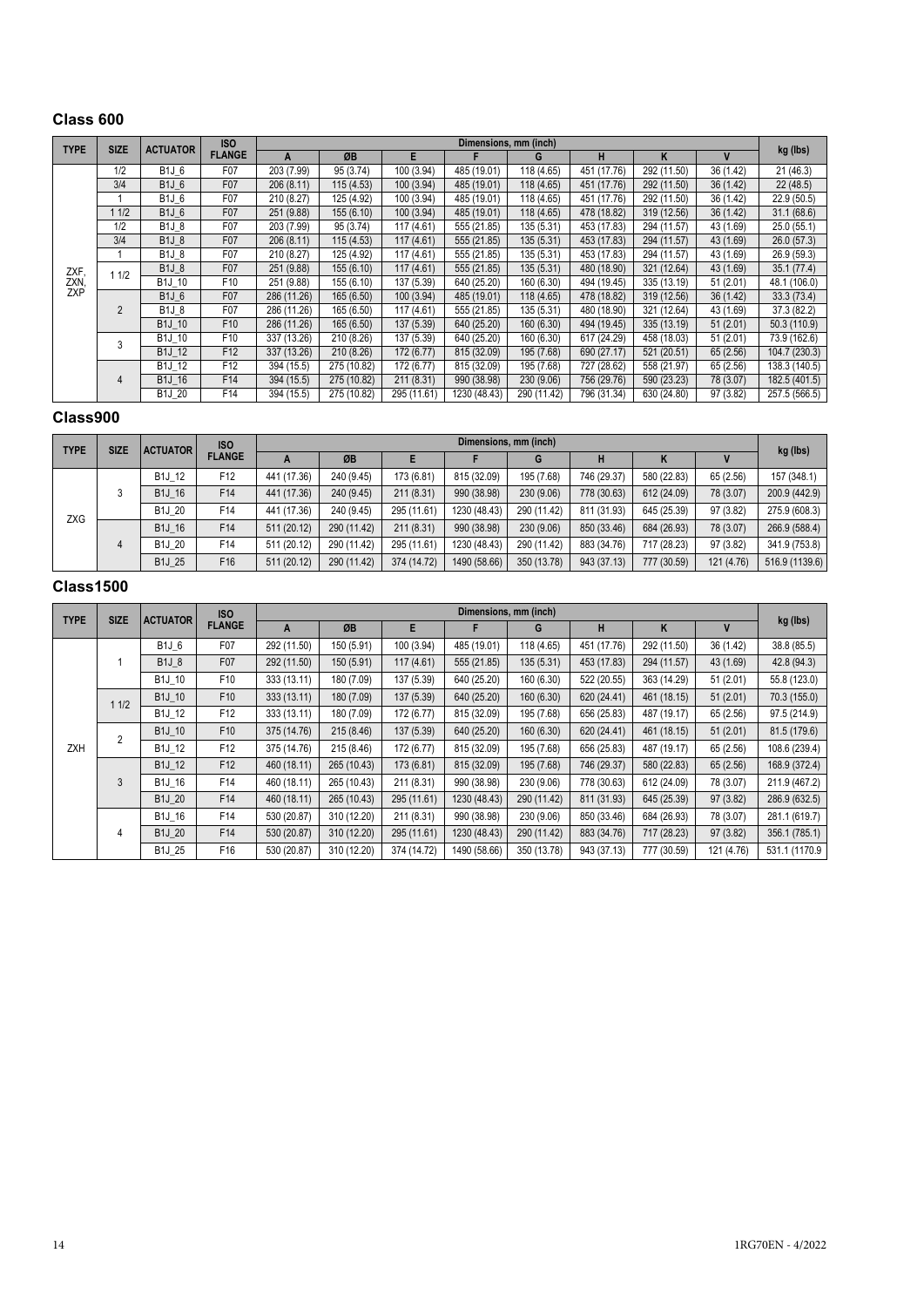## Class 600

| TYPE | SIZE | ACTUATOR | ISO FLANGE | Dimensions, mm (inch) | | | | | | | | kg (lbs) |
|---|---|---|---|---|---|---|---|---|---|---|---|---|
| | | | | A | ØB | E | F | G | H | K | V | |
| ZXF, ZXN, ZXP | 1/2 | B1J_6 | F07 | 203 (7.99) | 95 (3.74) | 100 (3.94) | 485 (19.01) | 118 (4.65) | 451 (17.76) | 292 (11.50) | 36 (1.42) | 21 (46.3) |
| | 3/4 | B1J_6 | F07 | 206 (8.11) | 115 (4.53) | 100 (3.94) | 485 (19.01) | 118 (4.65) | 451 (17.76) | 292 (11.50) | 36 (1.42) | 22 (48.5) |
| | 1 | B1J_6 | F07 | 210 (8.27) | 125 (4.92) | 100 (3.94) | 485 (19.01) | 118 (4.65) | 451 (17.76) | 292 (11.50) | 36 (1.42) | 22.9 (50.5) |
| | 1 1/2 | B1J_6 | F07 | 251 (9.88) | 155 (6.10) | 100 (3.94) | 485 (19.01) | 118 (4.65) | 478 (18.82) | 319 (12.56) | 36 (1.42) | 31.1 (68.6) |
| | 1/2 | B1J_8 | F07 | 203 (7.99) | 95 (3.74) | 117 (4.61) | 555 (21.85) | 135 (5.31) | 453 (17.83) | 294 (11.57) | 43 (1.69) | 25.0 (55.1) |
| | 3/4 | B1J_8 | F07 | 206 (8.11) | 115 (4.53) | 117 (4.61) | 555 (21.85) | 135 (5.31) | 453 (17.83) | 294 (11.57) | 43 (1.69) | 26.0 (57.3) |
| | 1 | B1J_8 | F07 | 210 (8.27) | 125 (4.92) | 117 (4.61) | 555 (21.85) | 135 (5.31) | 453 (17.83) | 294 (11.57) | 43 (1.69) | 26.9 (59.3) |
| | 1 1/2 | B1J_8 | F07 | 251 (9.88) | 155 (6.10) | 117 (4.61) | 555 (21.85) | 135 (5.31) | 480 (18.90) | 321 (12.64) | 43 (1.69) | 35.1 (77.4) |
| | | B1J_10 | F10 | 251 (9.88) | 155 (6.10) | 137 (5.39) | 640 (25.20) | 160 (6.30) | 494 (19.45) | 335 (13.19) | 51 (2.01) | 48.1 (106.0) |
| | 2 | B1J_6 | F07 | 286 (11.26) | 165 (6.50) | 100 (3.94) | 485 (19.01) | 118 (4.65) | 478 (18.82) | 319 (12.56) | 36 (1.42) | 33.3 (73.4) |
| | | B1J_8 | F07 | 286 (11.26) | 165 (6.50) | 117 (4.61) | 555 (21.85) | 135 (5.31) | 480 (18.90) | 321 (12.64) | 43 (1.69) | 37.3 (82.2) |
| | | B1J_10 | F10 | 286 (11.26) | 165 (6.50) | 137 (5.39) | 640 (25.20) | 160 (6.30) | 494 (19.45) | 335 (13.19) | 51 (2.01) | 50.3 (110.9) |
| | 3 | B1J_10 | F10 | 337 (13.26) | 210 (8.26) | 137 (5.39) | 640 (25.20) | 160 (6.30) | 617 (24.29) | 458 (18.03) | 51 (2.01) | 73.9 (162.6) |
| | | B1J_12 | F12 | 337 (13.26) | 210 (8.26) | 172 (6.77) | 815 (32.09) | 195 (7.68) | 690 (27.17) | 521 (20.51) | 65 (2.56) | 104.7 (230.3) |
| | 4 | B1J_12 | F12 | 394 (15.5) | 275 (10.82) | 172 (6.77) | 815 (32.09) | 195 (7.68) | 727 (28.62) | 558 (21.97) | 65 (2.56) | 138.3 (140.5) |
| | | B1J_16 | F14 | 394 (15.5) | 275 (10.82) | 211 (8.31) | 990 (38.98) | 230 (9.06) | 756 (29.76) | 590 (23.23) | 78 (3.07) | 182.5 (401.5) |
| | | B1J_20 | F14 | 394 (15.5) | 275 (10.82) | 295 (11.61) | 1230 (48.43) | 290 (11.42) | 796 (31.34) | 630 (24.80) | 97 (3.82) | 257.5 (566.5) |

## Class900

| TYPE | SIZE | ACTUATOR | ISO FLANGE | Dimensions, mm (inch) | | | | | | | | kg (lbs) |
|---|---|---|---|---|---|---|---|---|---|---|---|---|
| | | | | A | ØB | E | F | G | H | K | V | |
| ZXG | 3 | B1J_12 | F12 | 441 (17.36) | 240 (9.45) | 173 (6.81) | 815 (32.09) | 195 (7.68) | 746 (29.37) | 580 (22.83) | 65 (2.56) | 157 (348.1) |
| | | B1J_16 | F14 | 441 (17.36) | 240 (9.45) | 211 (8.31) | 990 (38.98) | 230 (9.06) | 778 (30.63) | 612 (24.09) | 78 (3.07) | 200.9 (442.9) |
| | | B1J_20 | F14 | 441 (17.36) | 240 (9.45) | 295 (11.61) | 1230 (48.43) | 290 (11.42) | 811 (31.93) | 645 (25.39) | 97 (3.82) | 275.9 (608.3) |
| | 4 | B1J_16 | F14 | 511 (20.12) | 290 (11.42) | 211 (8.31) | 990 (38.98) | 230 (9.06) | 850 (33.46) | 684 (26.93) | 78 (3.07) | 266.9 (588.4) |
| | | B1J_20 | F14 | 511 (20.12) | 290 (11.42) | 295 (11.61) | 1230 (48.43) | 290 (11.42) | 883 (34.76) | 717 (28.23) | 97 (3.82) | 341.9 (753.8) |
| | | B1J_25 | F16 | 511 (20.12) | 290 (11.42) | 374 (14.72) | 1490 (58.66) | 350 (13.78) | 943 (37.13) | 777 (30.59) | 121 (4.76) | 516.9 (1139.6) |

## Class1500

| TYPE | SIZE | ACTUATOR | ISO FLANGE | Dimensions, mm (inch) | | | | | | | | kg (lbs) |
|---|---|---|---|---|---|---|---|---|---|---|---|---|
| | | | | A | ØB | E | F | G | H | K | V | |
| ZXH | 1 | B1J_6 | F07 | 292 (11.50) | 150 (5.91) | 100 (3.94) | 485 (19.01) | 118 (4.65) | 451 (17.76) | 292 (11.50) | 36 (1.42) | 38.8 (85.5) |
| | | B1J_8 | F07 | 292 (11.50) | 150 (5.91) | 117 (4.61) | 555 (21.85) | 135 (5.31) | 453 (17.83) | 294 (11.57) | 43 (1.69) | 42.8 (94.3) |
| | | B1J_10 | F10 | 333 (13.11) | 180 (7.09) | 137 (5.39) | 640 (25.20) | 160 (6.30) | 522 (20.55) | 363 (14.29) | 51 (2.01) | 55.8 (123.0) |
| | 1 1/2 | B1J_10 | F10 | 333 (13.11) | 180 (7.09) | 137 (5.39) | 640 (25.20) | 160 (6.30) | 620 (24.41) | 461 (18.15) | 51 (2.01) | 70.3 (155.0) |
| | | B1J_12 | F12 | 333 (13.11) | 180 (7.09) | 172 (6.77) | 815 (32.09) | 195 (7.68) | 656 (25.83) | 487 (19.17) | 65 (2.56) | 97.5 (214.9) |
| | 2 | B1J_10 | F10 | 375 (14.76) | 215 (8.46) | 137 (5.39) | 640 (25.20) | 160 (6.30) | 620 (24.41) | 461 (18.15) | 51 (2.01) | 81.5 (179.6) |
| | | B1J_12 | F12 | 375 (14.76) | 215 (8.46) | 172 (6.77) | 815 (32.09) | 195 (7.68) | 656 (25.83) | 487 (19.17) | 65 (2.56) | 108.6 (239.4) |
| | 3 | B1J_12 | F12 | 460 (18.11) | 265 (10.43) | 173 (6.81) | 815 (32.09) | 195 (7.68) | 746 (29.37) | 580 (22.83) | 65 (2.56) | 168.9 (372.4) |
| | | B1J_16 | F14 | 460 (18.11) | 265 (10.43) | 211 (8.31) | 990 (38.98) | 230 (9.06) | 778 (30.63) | 612 (24.09) | 78 (3.07) | 211.9 (467.2) |
| | | B1J_20 | F14 | 460 (18.11) | 265 (10.43) | 295 (11.61) | 1230 (48.43) | 290 (11.42) | 811 (31.93) | 645 (25.39) | 97 (3.82) | 286.9 (632.5) |
| | 4 | B1J_16 | F14 | 530 (20.87) | 310 (12.20) | 211 (8.31) | 990 (38.98) | 230 (9.06) | 850 (33.46) | 684 (26.93) | 78 (3.07) | 281.1 (619.7) |
| | | B1J_20 | F14 | 530 (20.87) | 310 (12.20) | 295 (11.61) | 1230 (48.43) | 290 (11.42) | 883 (34.76) | 717 (28.23) | 97 (3.82) | 356.1 (785.1) |
| | | B1J_25 | F16 | 530 (20.87) | 310 (12.20) | 374 (14.72) | 1490 (58.66) | 350 (13.78) | 943 (37.13) | 777 (30.59) | 121 (4.76) | 531.1 (1170.9 |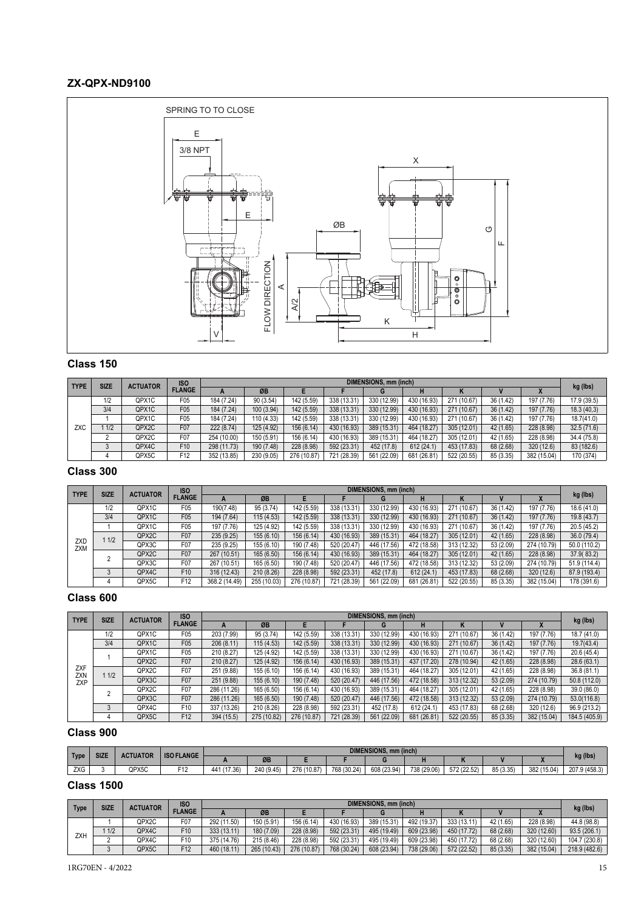## ZX-QPX-ND9100

SPRING TO TO CLOSE

E

3/8 NPT

X

E

ØB

G

F

FLOW DIRECTION

A

A/2

K

V

H

### Class 150

| TYPE | SIZE | ACTUATOR | ISO FLANGE | DIMENSIONS, mm (inch) | | | | | | | | | | kg (lbs) |
|---|---|---|---|---|---|---|---|---|---|---|---|---|---|---|
| | | | | A | ØB | E | F | G | H | K | V | X | | |
| ZXC | 1/2 | QPX1C | F05 | 184 (7.24) | 90 (3.54) | 142 (5.59) | 338 (13.31) | 330 (12.99) | 430 (16.93) | 271 (10.67) | 36 (1.42) | 197 (7.76) | | 17.9 (39.5) |
| | 3/4 | QPX1C | F05 | 184 (7.24) | 100 (3.94) | 142 (5.59) | 338 (13.31) | 330 (12.99) | 430 (16.93) | 271 (10.67) | 36 (1.42) | 197 (7.76) | | 18.3 (40.3) |
| | 1 | QPX1C | F05 | 184 (7.24) | 110 (4.33) | 142 (5.59) | 338 (13.31) | 330 (12.99) | 430 (16.93) | 271 (10.67) | 36 (1.42) | 197 (7.76) | | 18.7(41.0) |
| | 1 1/2 | QPX2C | F07 | 222 (8.74) | 125 (4.92) | 156 (6.14) | 430 (16.93) | 389 (15.31) | 464 (18.27) | 305 (12.01) | 42 (1.65) | 228 (8.98) | | 32.5 (71.6) |
| | 2 | QPX2C | F07 | 254 (10.00) | 150 (5.91) | 156 (6.14) | 430 (16.93) | 389 (15.31) | 464 (18.27) | 305 (12.01) | 42 (1.65) | 228 (8.98) | | 34.4 (75.8) |
| | 3 | QPX4C | F10 | 298 (11.73) | 190 (7.48) | 228 (8.98) | 592 (23.31) | 452 (17.8) | 612 (24.1) | 453 (17.83) | 68 (2.68) | 320 (12.6) | | 83 (182.6) |
| | 4 | QPX5C | F12 | 352 (13.85) | 230 (9.05) | 276 (10.87) | 721 (28.39) | 561 (22.09) | 681 (26.81) | 522 (20.55) | 85 (3.35) | 382 (15.04) | | 170 (374) |

### Class 300

| TYPE | SIZE | ACTUATOR | ISO FLANGE | DIMENSIONS, mm (inch) | | | | | | | | | kg (lbs) |
|---|---|---|---|---|---|---|---|---|---|---|---|---|---|
| | | | | A | ØB | E | F | G | H | K | V | X | |
| ZXD ZXM | 1/2 | QPX1C | F05 | 190(7.48) | 95 (3.74) | 142 (5.59) | 338 (13.31) | 330 (12.99) | 430 (16.93) | 271 (10.67) | 36 (1.42) | 197 (7.76) | 18.6 (41.0) |
| | 3/4 | QPX1C | F05 | 194 (7.64) | 115 (4.53) | 142 (5.59) | 338 (13.31) | 330 (12.99) | 430 (16.93) | 271 (10.67) | 36 (1.42) | 197 (7.76) | 19.8 (43.7) |
| | 1 | QPX1C | F05 | 197 (7.76) | 125 (4.92) | 142 (5.59) | 338 (13.31) | 330 (12.99) | 430 (16.93) | 271 (10.67) | 36 (1.42) | 197 (7.76) | 20.5 (45.2) |
| | 1 1/2 | QPX2C | F07 | 235 (9.25) | 155 (6.10) | 156 (6.14) | 430 (16.93) | 389 (15.31) | 464 (18.27) | 305 (12.01) | 42 (1.65) | 228 (8.98) | 36.0 (79.4) |
| | | QPX3C | F07 | 235 (9.25) | 155 (6.10) | 190 (7.48) | 520 (20.47) | 446 (17.56) | 472 (18.58) | 313 (12.32) | 53 (2.09) | 274 (10.79) | 50.0 (110.2) |
| | 2 | QPX2C | F07 | 267 (10.51) | 165 (6.50) | 156 (6.14) | 430 (16.93) | 389 (15.31) | 464 (18.27) | 305 (12.01) | 42 (1.65) | 228 (8.98) | 37.9( 83.2) |
| | | QPX3C | F07 | 267 (10.51) | 165 (6.50) | 190 (7.48) | 520 (20.47) | 446 (17.56) | 472 (18.58) | 313 (12.32) | 53 (2.09) | 274 (10.79) | 51.9 (114.4) |
| | 3 | QPX4C | F10 | 316 (12.43) | 210 (8.26) | 228 (8.98) | 592 (23.31) | 452 (17.8) | 612 (24.1) | 453 (17.83) | 68 (2.68) | 320 (12.6) | 87.9 (193.4) |
| | 4 | QPX5C | F12 | 368.2 (14.49) | 255 (10.03) | 276 (10.87) | 721 (28.39) | 561 (22.09) | 681 (26.81) | 522 (20.55) | 85 (3.35) | 382 (15.04) | 178 (391.6) |

### Class 600

| TYPE | SIZE | ACTUATOR | ISO FLANGE | DIMENSIONS, mm (inch) | | | | | | | | | kg (lbs) |
|---|---|---|---|---|---|---|---|---|---|---|---|---|---|
| | | | | A | ØB | E | F | G | H | K | V | X | |
| ZXF ZXN ZXP | 1/2 | QPX1C | F05 | 203 (7.99) | 95 (3.74) | 142 (5.59) | 338 (13.31) | 330 (12.99) | 430 (16.93) | 271 (10.67) | 36 (1.42) | 197 (7.76) | 18.7 (41.0) |
| | 3/4 | QPX1C | F05 | 206 (8.11) | 115 (4.53) | 142 (5.59) | 338 (13.31) | 330 (12.99) | 430 (16.93) | 271 (10.67) | 36 (1.42) | 197 (7.76) | 19.7(43.4) |
| | 1 | QPX1C | F05 | 210 (8.27) | 125 (4.92) | 142 (5.59) | 338 (13.31) | 330 (12.99) | 430 (16.93) | 271 (10.67) | 36 (1.42) | 197 (7.76) | 20.6 (45.4) |
| | | QPX2C | F07 | 210 (8.27) | 125 (4.92) | 156 (6.14) | 430 (16.93) | 389 (15.31) | 437 (17.20) | 278 (10.94) | 42 (1.65) | 228 (8.98) | 28.6 (63.1) |
| | 1 1/2 | QPX2C | F07 | 251 (9.88) | 155 (6.10) | 156 (6.14) | 430 (16.93) | 389 (15.31) | 464 (18.27) | 305 (12.01) | 42 (1.65) | 228 (8.98) | 36.8 (81.1) |
| | | QPX3C | F07 | 251 (9.88) | 155 (6.10) | 190 (7.48) | 520 (20.47) | 446 (17.56) | 472 (18.58) | 313 (12.32) | 53 (2.09) | 274 (10.79) | 50.8 (112.0) |
| | 2 | QPX2C | F07 | 286 (11.26) | 165 (6.50) | 156 (6.14) | 430 (16.93) | 389 (15.31) | 464 (18.27) | 305 (12.01) | 42 (1.65) | 228 (8.98) | 39.0 (86.0) |
| | | QPX3C | F07 | 286 (11.26) | 165 (6.50) | 190 (7.48) | 520 (20.47) | 446 (17.56) | 472 (18.58) | 313 (12.32) | 53 (2.09) | 274 (10.79) | 53.0(116.8) |
| | 3 | QPX4C | F10 | 337 (13.26) | 210 (8.26) | 228 (8.98) | 592 (23.31) | 452 (17.8) | 612 (24.1) | 453 (17.83) | 68 (2.68) | 320 (12.6) | 96.9 (213.2) |
| | 4 | QPX5C | F12 | 394 (15.5) | 275 (10.82) | 276 (10.87) | 721 (28.39) | 561 (22.09) | 681 (26.81) | 522 (20.55) | 85 (3.35) | 382 (15.04) | 184.5 (405.9) |

### Class 900

| Type | SIZE | ACTUATOR | ISO FLANGE | DIMENSIONS, mm (inch) | | | | | | | | | kg (lbs) |
|---|---|---|---|---|---|---|---|---|---|---|---|---|---|
| | | | | A | ØB | E | F | G | H | K | V | X | |
| ZXG | 3 | QPX5C | F12 | 441 (17.36) | 240 (9.45) | 276 (10.87) | 768 (30.24) | 608 (23.94) | 738 (29.06) | 572 (22.52) | 85 (3.35) | 382 (15.04) | 207.9 (458.3) |

### Class 1500

| Type | SIZE | ACTUATOR | ISO FLANGE | DIMENSIONS, mm (inch) | | | | | | | | | kg (lbs) |
|---|---|---|---|---|---|---|---|---|---|---|---|---|---|
| | | | | A | ØB | E | F | G | H | K | V | X | |
| ZXH | 1 | QPX2C | F07 | 292 (11.50) | 150 (5.91) | 156 (6.14) | 430 (16.93) | 389 (15.31) | 492 (19.37) | 333 (13.11) | 42 (1.65) | 228 (8.98) | 44.8 (98.8) |
| | 1 1/2 | QPX4C | F10 | 333 (13.11) | 180 (7.09) | 228 (8.98) | 592 (23.31) | 495 (19.49) | 609 (23.98) | 450 (17.72) | 68 (2.68) | 320 (12.60) | 93.5 (206.1) |
| | 2 | QPX4C | F10 | 375 (14.76) | 215 (8.46) | 228 (8.98) | 592 (23.31) | 495 (19.49) | 609 (23.98) | 450 (17.72) | 68 (2.68) | 320 (12.60) | 104.7 (230.8) |
| | 3 | QPX5C | F12 | 460 (18.11) | 265 (10.43) | 276 (10.87) | 768 (30.24) | 608 (23.94) | 738 (29.06) | 572 (22.52) | 85 (3.35) | 382 (15.04) | 218.9 (482.6) |

1RG70EN - 4/2022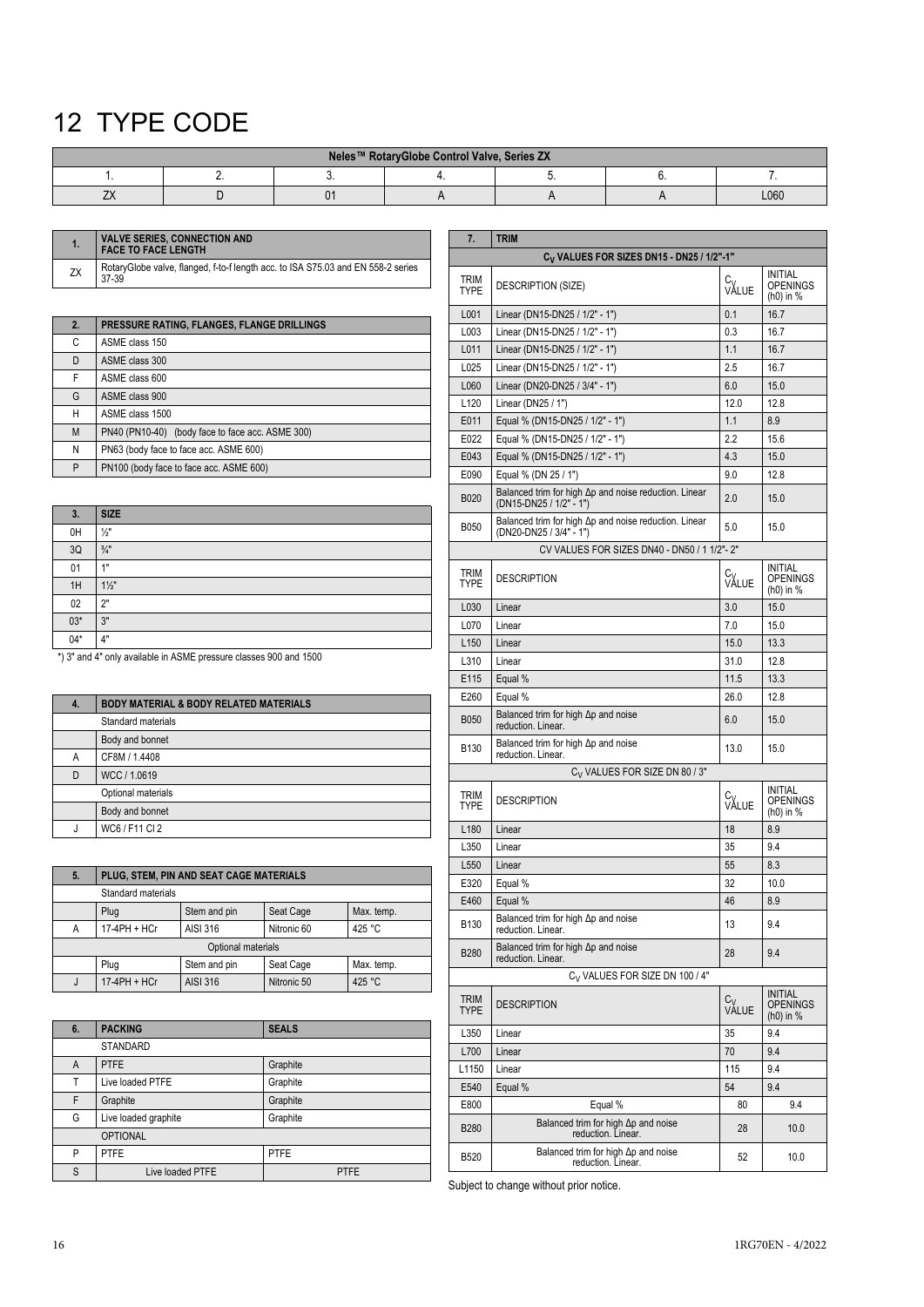# 12 TYPE CODE

| Neles™ RotaryGlobe Control Valve, Series ZX | | | | | | |
|---|---|---|---|---|---|---|
| 1. | 2. | 3. | 4. | 5. | 6. | 7. |
| ZX | D | 01 | A | A | A | L060 |

| 1. | VALVE SERIES, CONNECTION AND FACE TO FACE LENGTH |
|---|---|
| ZX | RotaryGlobe valve, flanged, f-to-f length acc. to ISA S75.03 and EN 558-2 series 37-39 |

| 2. | PRESSURE RATING, FLANGES, FLANGE DRILLINGS |
|---|---|
| C | ASME class 150 |
| D | ASME class 300 |
| F | ASME class 600 |
| G | ASME class 900 |
| H | ASME class 1500 |
| M | PN40 (PN10-40) (body face to face acc. ASME 300) |
| N | PN63 (body face to face acc. ASME 600) |
| P | PN100 (body face to face acc. ASME 600) |

| 3. | SIZE |
|---|---|
| 0H | ½" |
| 3Q | ¾" |
| 01 | 1" |
| 1H | 1½" |
| 02 | 2" |
| 03* | 3" |
| 04* | 4" |

*) 3" and 4" only available in ASME pressure classes 900 and 1500

| 4. | BODY MATERIAL & BODY RELATED MATERIALS |
|---|---|
| | Standard materials |
| | Body and bonnet |
| A | CF8M / 1.4408 |
| D | WCC / 1.0619 |
| | Optional materials |
| | Body and bonnet |
| J | WC6 / F11 Cl 2 |

| 5. | PLUG, STEM, PIN AND SEAT CAGE MATERIALS | | | |
|---|---|---|---|---|
| | Standard materials | | | |
| | Plug | Stem and pin | Seat Cage | Max. temp. |
| A | 17-4PH + HCr | AISI 316 | Nitronic 60 | 425 °C |
| | Optional materials | | | |
| | Plug | Stem and pin | Seat Cage | Max. temp. |
| J | 17-4PH + HCr | AISI 316 | Nitronic 50 | 425 °C |

| 6. | PACKING | SEALS |
|---|---|---|
| | STANDARD | |
| A | PTFE | Graphite |
| T | Live loaded PTFE | Graphite |
| F | Graphite | Graphite |
| G | Live loaded graphite | Graphite |
| | OPTIONAL | |
| P | PTFE | PTFE |
| S | Live loaded PTFE | PTFE |

| 7. | TRIM | | |
|---|---|---|---|
| | $C_V$ VALUES FOR SIZES DN15 - DN25 / 1/2"-1" | | |
| TRIM TYPE | DESCRIPTION (SIZE) | $C_V$ VALUE | INITIAL OPENINGS (h0) in % |
| L001 | Linear (DN15-DN25 / 1/2" - 1") | 0.1 | 16.7 |
| L003 | Linear (DN15-DN25 / 1/2" - 1") | 0.3 | 16.7 |
| L011 | Linear (DN15-DN25 / 1/2" - 1") | 1.1 | 16.7 |
| L025 | Linear (DN15-DN25 / 1/2" - 1") | 2.5 | 16.7 |
| L060 | Linear (DN20-DN25 / 3/4" - 1") | 6.0 | 15.0 |
| L120 | Linear (DN25 / 1") | 12.0 | 12.8 |
| E011 | Equal % (DN15-DN25 / 1/2" - 1") | 1.1 | 8.9 |
| E022 | Equal % (DN15-DN25 / 1/2" - 1") | 2.2 | 15.6 |
| E043 | Equal % (DN15-DN25 / 1/2" - 1") | 4.3 | 15.0 |
| E090 | Equal % (DN 25 / 1") | 9.0 | 12.8 |
| B020 | Balanced trim for high Δp and noise reduction. Linear (DN15-DN25 / 1/2" - 1") | 2.0 | 15.0 |
| B050 | Balanced trim for high Δp and noise reduction. Linear (DN20-DN25 / 3/4" - 1") | 5.0 | 15.0 |
| | CV VALUES FOR SIZES DN40 - DN50 / 1 1/2"- 2" | | |
| TRIM TYPE | DESCRIPTION | $C_V$ VALUE | INITIAL OPENINGS (h0) in % |
| L030 | Linear | 3.0 | 15.0 |
| L070 | Linear | 7.0 | 15.0 |
| L150 | Linear | 15.0 | 13.3 |
| L310 | Linear | 31.0 | 12.8 |
| E115 | Equal % | 11.5 | 13.3 |
| E260 | Equal % | 26.0 | 12.8 |
| B050 | Balanced trim for high Δp and noise reduction. Linear. | 6.0 | 15.0 |
| B130 | Balanced trim for high Δp and noise reduction. Linear. | 13.0 | 15.0 |
| | $C_V$ VALUES FOR SIZE DN 80 / 3" | | |
| TRIM TYPE | DESCRIPTION | $C_V$ VALUE | INITIAL OPENINGS (h0) in % |
| L180 | Linear | 18 | 8.9 |
| L350 | Linear | 35 | 9.4 |
| L550 | Linear | 55 | 8.3 |
| E320 | Equal % | 32 | 10.0 |
| E460 | Equal % | 46 | 8.9 |
| B130 | Balanced trim for high Δp and noise reduction. Linear. | 13 | 9.4 |
| B280 | Balanced trim for high Δp and noise reduction. Linear. | 28 | 9.4 |
| | $C_V$ VALUES FOR SIZE DN 100 / 4" | | |
| TRIM TYPE | DESCRIPTION | $C_V$ VALUE | INITIAL OPENINGS (h0) in % |
| L350 | Linear | 35 | 9.4 |
| L700 | Linear | 70 | 9.4 |
| L1150 | Linear | 115 | 9.4 |
| E540 | Equal % | 54 | 9.4 |
| E800 | Equal % | 80 | 9.4 |
| B280 | Balanced trim for high Δp and noise reduction. Linear. | 28 | 10.0 |
| B520 | Balanced trim for high Δp and noise reduction. Linear. | 52 | 10.0 |

Subject to change without prior notice.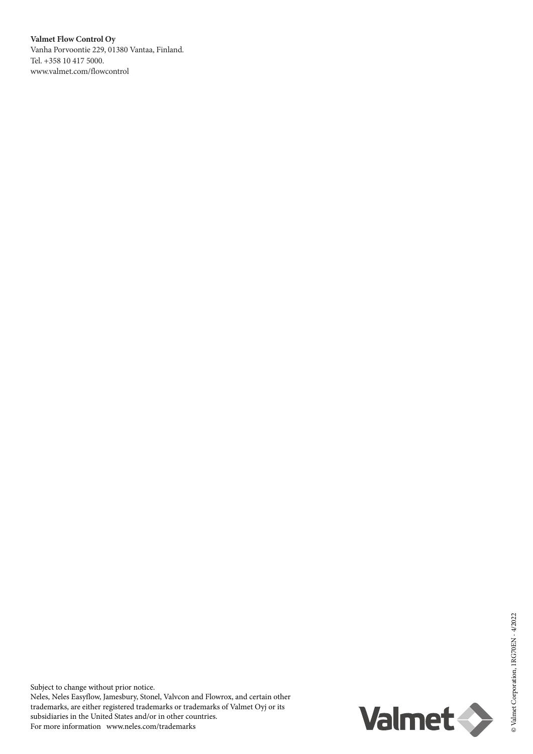**Valmet Flow Control Oy**
Vanha Porvoontie 229, 01380 Vantaa, Finland.
Tel. +358 10 417 5000.
www.valmet.com/flowcontrol

Subject to change without prior notice.
Neles, Neles Easyflow, Jamesbury, Stonel, Valvcon and Flowrox, and certain other trademarks, are either registered trademarks or trademarks of Valmet Oyj or its subsidiaries in the United States and/or in other countries.
For more information www.neles.com/trademarks

© Valmet Corporation, 1RG70EN - 4/2022